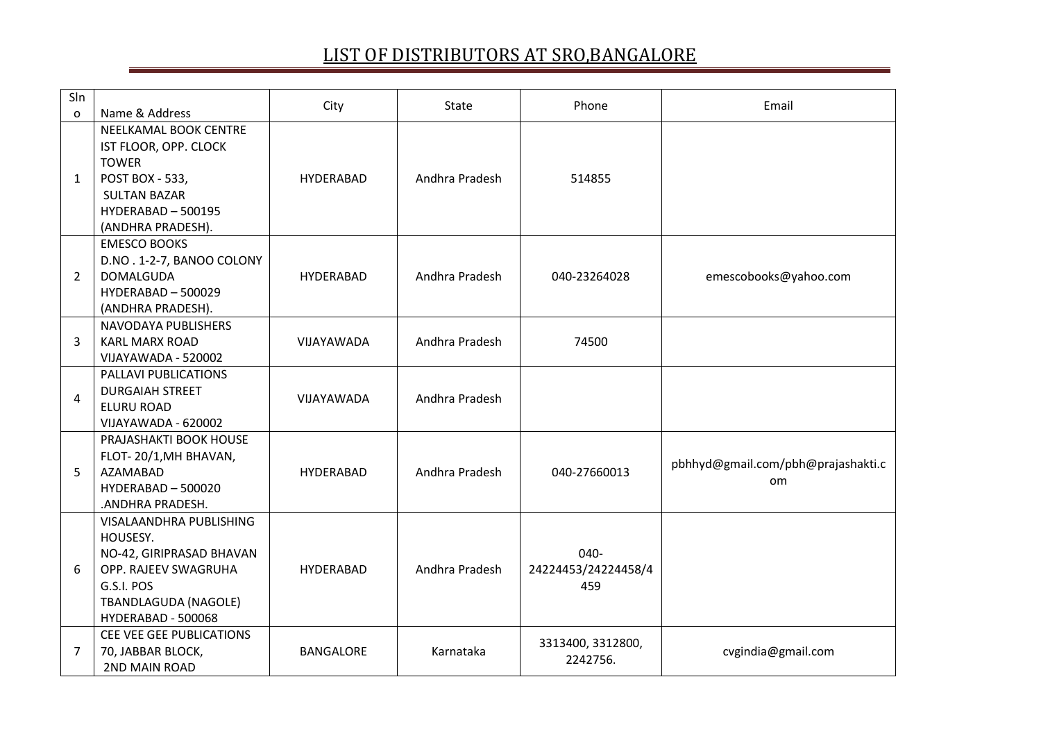# LIST OF DISTRIBUTORS AT SRO,BANGALORE

| Slno | Name & Address | City | State | Phone | Email |
| --- | --- | --- | --- | --- | --- |
| 1 | NEELKAMAL BOOK CENTRE<br>IST FLOOR, OPP. CLOCK TOWER<br>POST BOX - 533,<br>SULTAN BAZAR<br>HYDERABAD – 500195<br>(ANDHRA PRADESH). | HYDERABAD | Andhra Pradesh | 514855 | |
| 2 | EMESCO BOOKS<br>D.NO . 1-2-7, BANOO COLONY<br>DOMALGUDA<br>HYDERABAD – 500029<br>(ANDHRA PRADESH). | HYDERABAD | Andhra Pradesh | 040-23264028 | emescobooks@yahoo.com |
| 3 | NAVODAYA PUBLISHERS<br>KARL MARX ROAD<br>VIJAYAWADA - 520002 | VIJAYAWADA | Andhra Pradesh | 74500 | |
| 4 | PALLAVI PUBLICATIONS<br>DURGAIAH STREET<br>ELURU ROAD<br>VIJAYAWADA - 620002 | VIJAYAWADA | Andhra Pradesh | | |
| 5 | PRAJASHAKTI BOOK HOUSE<br>FLOT- 20/1,MH BHAVAN,<br>AZAMABAD<br>HYDERABAD – 500020<br>.ANDHRA PRADESH. | HYDERABAD | Andhra Pradesh | 040-27660013 | pbhhyd@gmail.com/pbh@prajashakti.com |
| 6 | VISALAANDHRA PUBLISHING HOUSESY.<br>NO-42, GIRIPRASAD BHAVAN<br>OPP. RAJEEV SWAGRUHA<br>G.S.I. POS<br>TBANDLAGUDA (NAGOLE)<br>HYDERABAD - 500068 | HYDERABAD | Andhra Pradesh | 040-24224453/24224458/4459 | |
| 7 | CEE VEE GEE PUBLICATIONS<br>70, JABBAR BLOCK,<br>2ND MAIN ROAD | BANGALORE | Karnataka | 3313400, 3312800, 2242756. | cvgindia@gmail.com |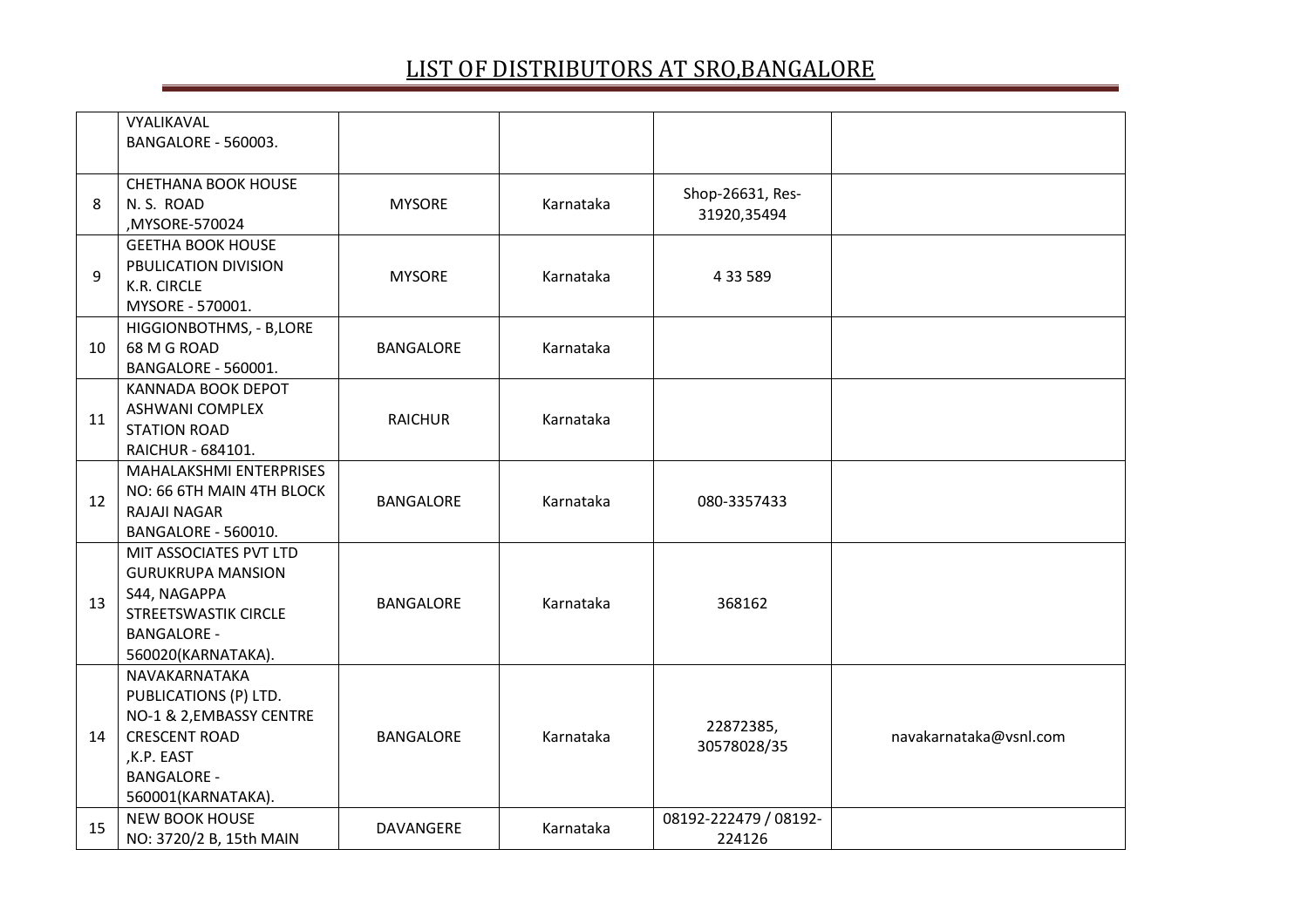# LIST OF DISTRIBUTORS AT SRO,BANGALORE

| | | | | | |
|---|---|---|---|---|---|
| | VYALIKAVAL<br>BANGALORE - 560003. | | | | |
| 8 | CHETHANA BOOK HOUSE<br>N. S. ROAD<br>,MYSORE-570024 | MYSORE | Karnataka | Shop-26631, Res-31920,35494 | |
| 9 | GEETHA BOOK HOUSE<br>PBULICATION DIVISION<br>K.R. CIRCLE<br>MYSORE - 570001. | MYSORE | Karnataka | 4 33 589 | |
| 10 | HIGGIONBOTHMS, - B,LORE<br>68 M G ROAD<br>BANGALORE - 560001. | BANGALORE | Karnataka | | |
| 11 | KANNADA BOOK DEPOT<br>ASHWANI COMPLEX<br>STATION ROAD<br>RAICHUR - 684101. | RAICHUR | Karnataka | | |
| 12 | MAHALAKSHMI ENTERPRISES<br>NO: 66 6TH MAIN 4TH BLOCK<br>RAJAJI NAGAR<br>BANGALORE - 560010. | BANGALORE | Karnataka | 080-3357433 | |
| 13 | MIT ASSOCIATES PVT LTD<br>GURUKRUPA MANSION<br>S44, NAGAPPA<br>STREETSWASTIK CIRCLE<br>BANGALORE -<br>560020(KARNATAKA). | BANGALORE | Karnataka | 368162 | |
| 14 | NAVAKARNATAKA<br>PUBLICATIONS (P) LTD.<br>NO-1 & 2,EMBASSY CENTRE<br>CRESCENT ROAD<br>,K.P. EAST<br>BANGALORE -<br>560001(KARNATAKA). | BANGALORE | Karnataka | 22872385,<br>30578028/35 | navakarnataka@vsnl.com |
| 15 | NEW BOOK HOUSE<br>NO: 3720/2 B, 15th MAIN | DAVANGERE | Karnataka | 08192-222479 / 08192-224126 | |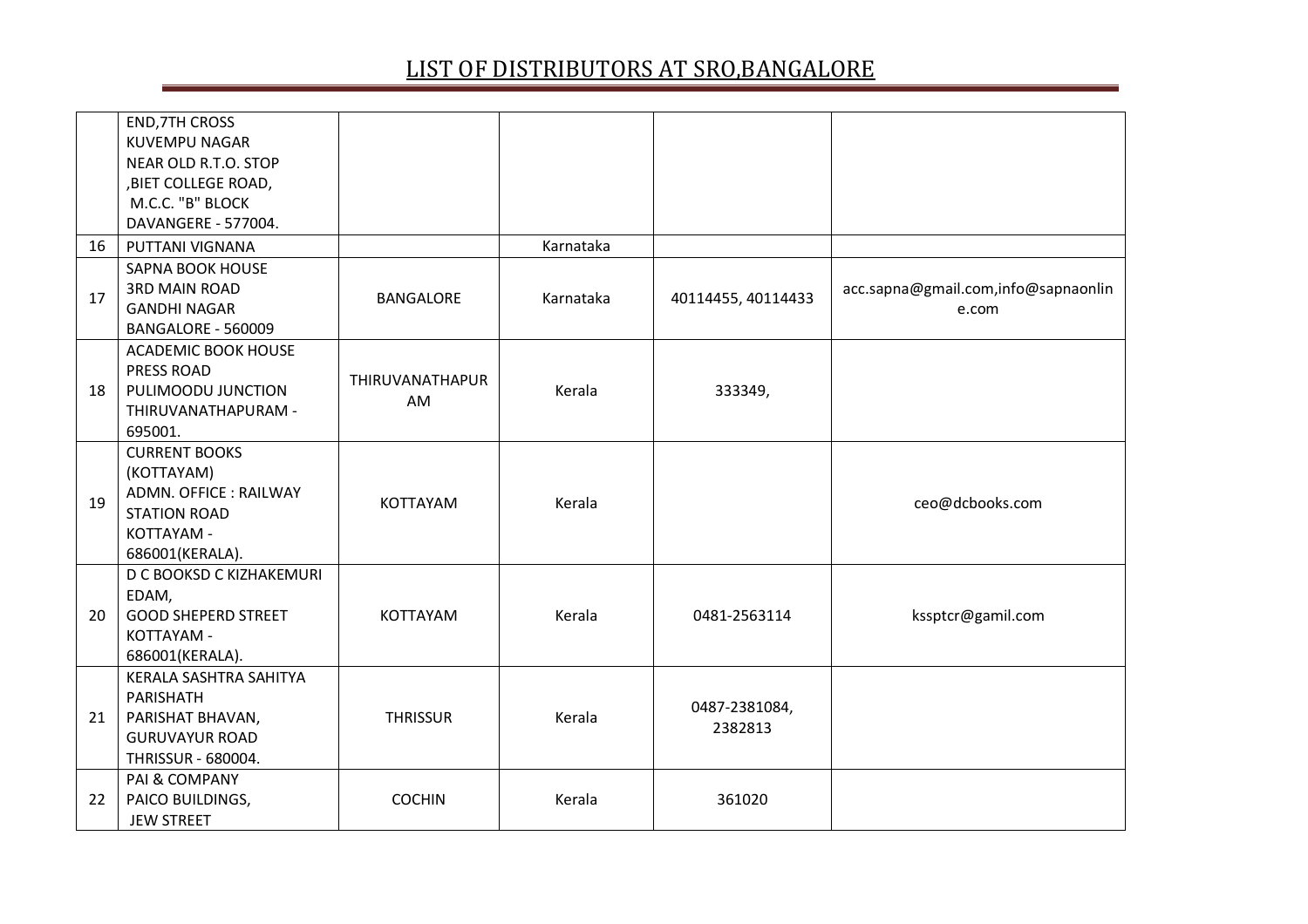# LIST OF DISTRIBUTORS AT SRO,BANGALORE

| | | | | | |
|---|---|---|---|---|---|
| | END,7TH CROSS KUVEMPU NAGAR NEAR OLD R.T.O. STOP ,BIET COLLEGE ROAD, M.C.C. "B" BLOCK DAVANGERE - 577004. | | | | |
| 16 | PUTTANI VIGNANA | | Karnataka | | |
| 17 | SAPNA BOOK HOUSE 3RD MAIN ROAD GANDHI NAGAR BANGALORE - 560009 | BANGALORE | Karnataka | 40114455, 40114433 | acc.sapna@gmail.com,info@sapnaonline.com |
| 18 | ACADEMIC BOOK HOUSE PRESS ROAD PULIMOODU JUNCTION THIRUVANATHAPURAM - 695001. | THIRUVANATHAPURAM | Kerala | 333349, | |
| 19 | CURRENT BOOKS (KOTTAYAM) ADMN. OFFICE : RAILWAY STATION ROAD KOTTAYAM - 686001(KERALA). | KOTTAYAM | Kerala | | ceo@dcbooks.com |
| 20 | D C BOOKSD C KIZHAKEMURI EDAM, GOOD SHEPERD STREET KOTTAYAM - 686001(KERALA). | KOTTAYAM | Kerala | 0481-2563114 | kssptcr@gamil.com |
| 21 | KERALA SASHTRA SAHITYA PARISHATH PARISHAT BHAVAN, GURUVAYUR ROAD THRISSUR - 680004. | THRISSUR | Kerala | 0487-2381084, 2382813 | |
| 22 | PAI & COMPANY PAICO BUILDINGS, JEW STREET | COCHIN | Kerala | 361020 | |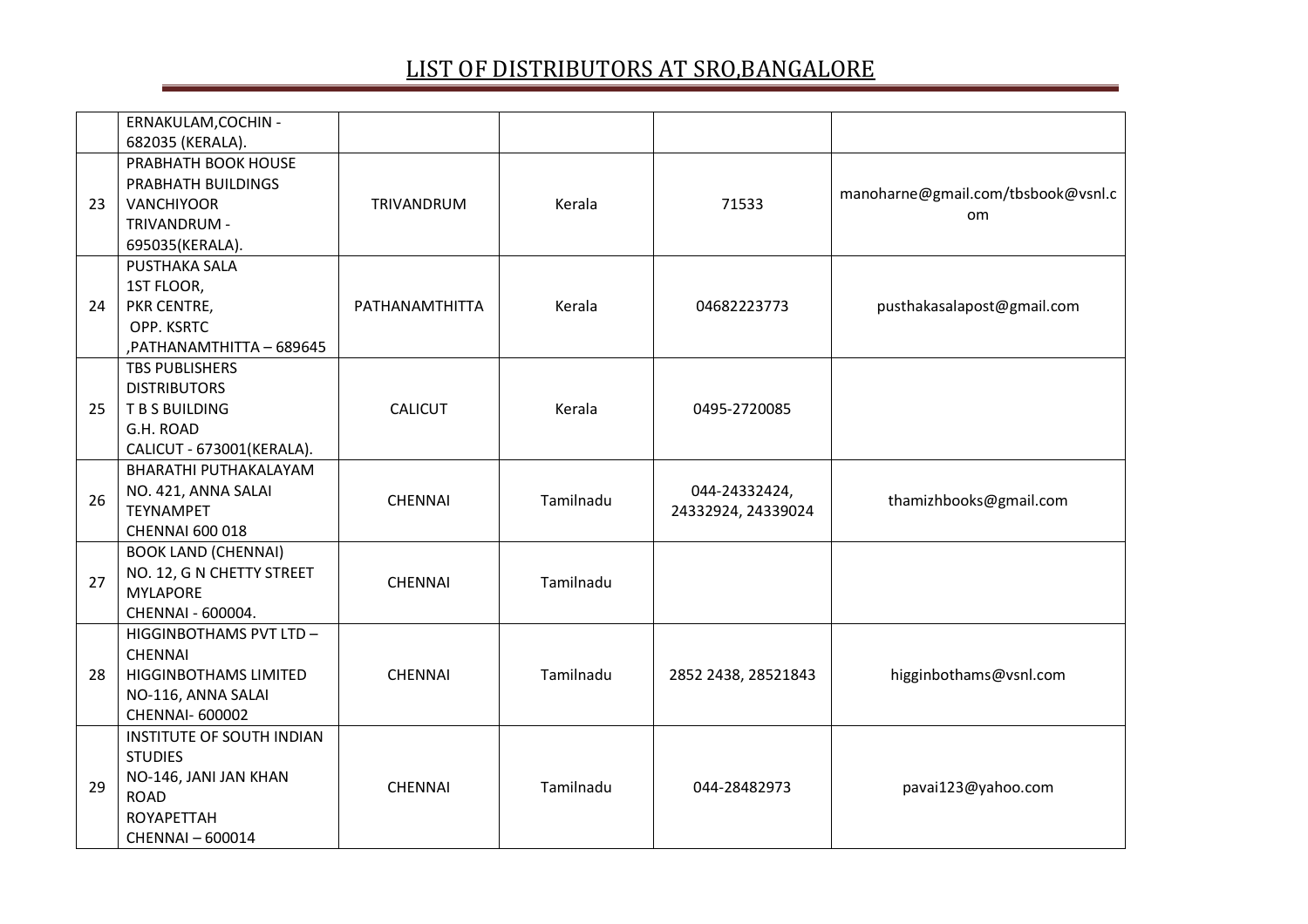# LIST OF DISTRIBUTORS AT SRO,BANGALORE

| | | | | | |
|---|---|---|---|---|---|
| | ERNAKULAM,COCHIN - 682035 (KERALA). | | | | |
| 23 | PRABHATH BOOK HOUSE PRABHATH BUILDINGS VANCHIYOOR TRIVANDRUM - 695035(KERALA). | TRIVANDRUM | Kerala | 71533 | manoharne@gmail.com/tbsbook@vsnl.com |
| 24 | PUSTHAKA SALA 1ST FLOOR, PKR CENTRE, OPP. KSRTC ,PATHANAMTHITTA – 689645 | PATHANAMTHITTA | Kerala | 04682223773 | pusthakasalapost@gmail.com |
| 25 | TBS PUBLISHERS DISTRIBUTORS T B S BUILDING G.H. ROAD CALICUT - 673001(KERALA). | CALICUT | Kerala | 0495-2720085 | |
| 26 | BHARATHI PUTHAKALAYAM NO. 421, ANNA SALAI TEYNAMPET CHENNAI 600 018 | CHENNAI | Tamilnadu | 044-24332424, 24332924, 24339024 | thamizhbooks@gmail.com |
| 27 | BOOK LAND (CHENNAI) NO. 12, G N CHETTY STREET MYLAPORE CHENNAI - 600004. | CHENNAI | Tamilnadu | | |
| 28 | HIGGINBOTHAMS PVT LTD – CHENNAI HIGGINBOTHAMS LIMITED NO-116, ANNA SALAI CHENNAI- 600002 | CHENNAI | Tamilnadu | 2852 2438, 28521843 | higginbothams@vsnl.com |
| 29 | INSTITUTE OF SOUTH INDIAN STUDIES NO-146, JANI JAN KHAN ROAD ROYAPETTAH CHENNAI – 600014 | CHENNAI | Tamilnadu | 044-28482973 | pavai123@yahoo.com |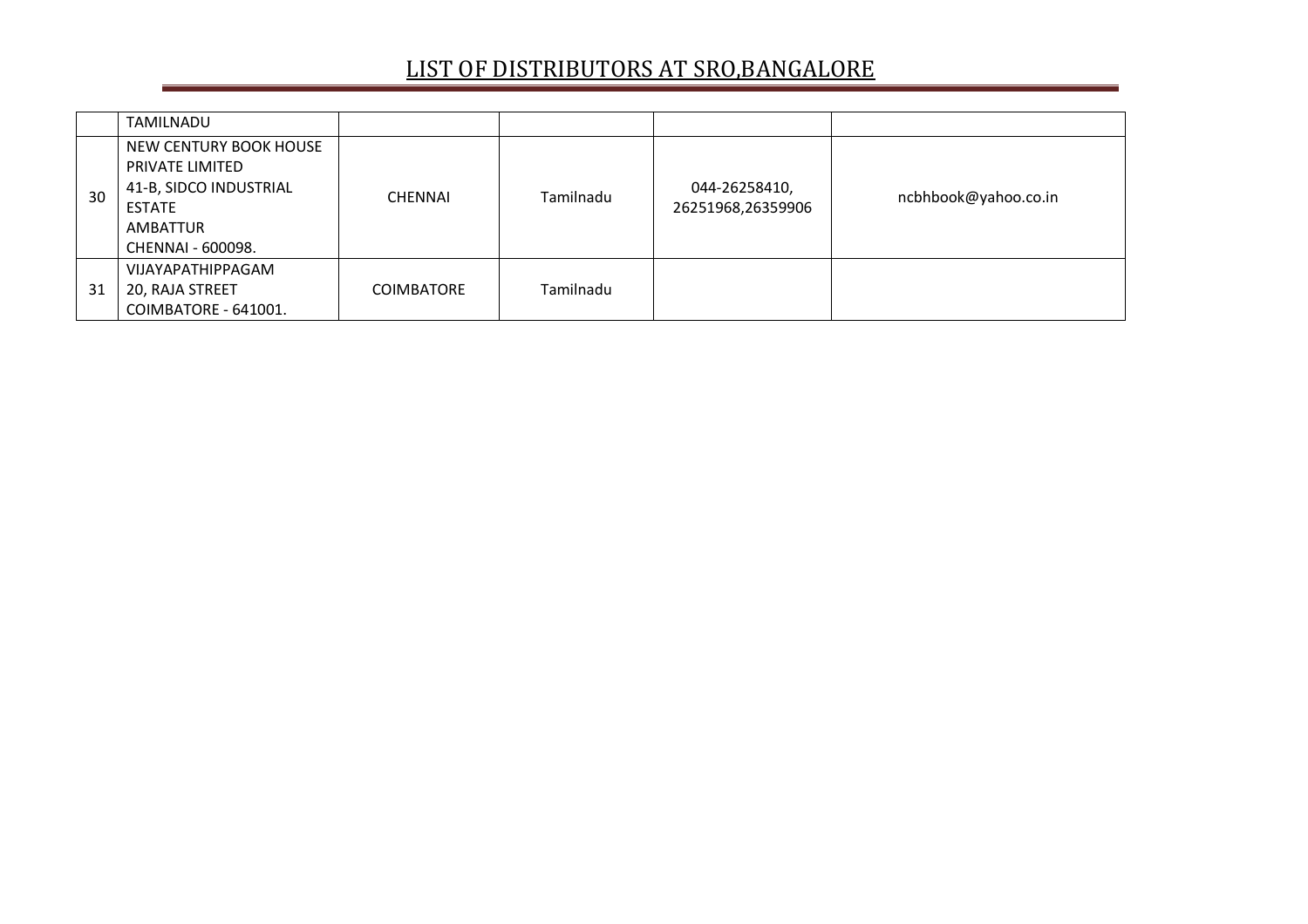# LIST OF DISTRIBUTORS AT SRO,BANGALORE

| | | | | | |
|---|---|---|---|---|---|
| | TAMILNADU | | | | |
| 30 | NEW CENTURY BOOK HOUSE PRIVATE LIMITED<br>41-B, SIDCO INDUSTRIAL ESTATE<br>AMBATTUR<br>CHENNAI - 600098. | CHENNAI | Tamilnadu | 044-26258410, 26251968,26359906 | ncbhbook@yahoo.co.in |
| 31 | VIJAYAPATHIPPAGAM<br>20, RAJA STREET<br>COIMBATORE - 641001. | COIMBATORE | Tamilnadu | | |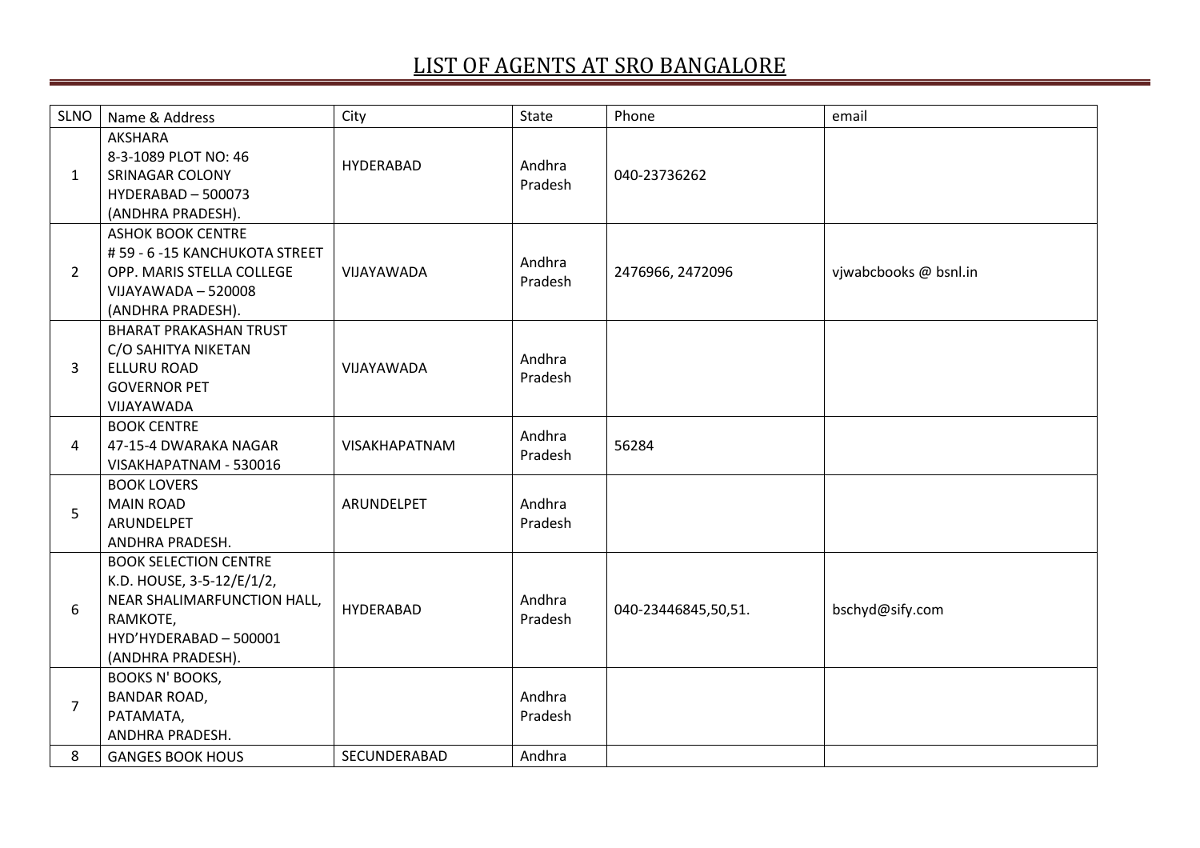# LIST OF AGENTS AT SRO BANGALORE

| SLNO | Name & Address | City | State | Phone | email |
|---|---|---|---|---|---|
| 1 | AKSHARA<br>8-3-1089 PLOT NO: 46<br>SRINAGAR COLONY<br>HYDERABAD – 500073<br>(ANDHRA PRADESH). | HYDERABAD | Andhra Pradesh | 040-23736262 | |
| 2 | ASHOK BOOK CENTRE<br># 59 - 6 -15 KANCHUKOTA STREET<br>OPP. MARIS STELLA COLLEGE<br>VIJAYAWADA – 520008<br>(ANDHRA PRADESH). | VIJAYAWADA | Andhra Pradesh | 2476966, 2472096 | vjwabcbooks @ bsnl.in |
| 3 | BHARAT PRAKASHAN TRUST<br>C/O SAHITYA NIKETAN<br>ELLURU ROAD<br>GOVERNOR PET<br>VIJAYAWADA | VIJAYAWADA | Andhra Pradesh | | |
| 4 | BOOK CENTRE<br>47-15-4 DWARAKA NAGAR<br>VISAKHAPATNAM - 530016 | VISAKHAPATNAM | Andhra Pradesh | 56284 | |
| 5 | BOOK LOVERS<br>MAIN ROAD<br>ARUNDELPET<br>ANDHRA PRADESH. | ARUNDELPET | Andhra Pradesh | | |
| 6 | BOOK SELECTION CENTRE<br>K.D. HOUSE, 3-5-12/E/1/2,<br>NEAR SHALIMARFUNCTION HALL,<br>RAMKOTE,<br>HYD'HYDERABAD – 500001<br>(ANDHRA PRADESH). | HYDERABAD | Andhra Pradesh | 040-23446845,50,51. | bschyd@sify.com |
| 7 | BOOKS N' BOOKS,<br>BANDAR ROAD,<br>PATAMATA,<br>ANDHRA PRADESH. | | Andhra Pradesh | | |
| 8 | GANGES BOOK HOUS | SECUNDERABAD | Andhra | | |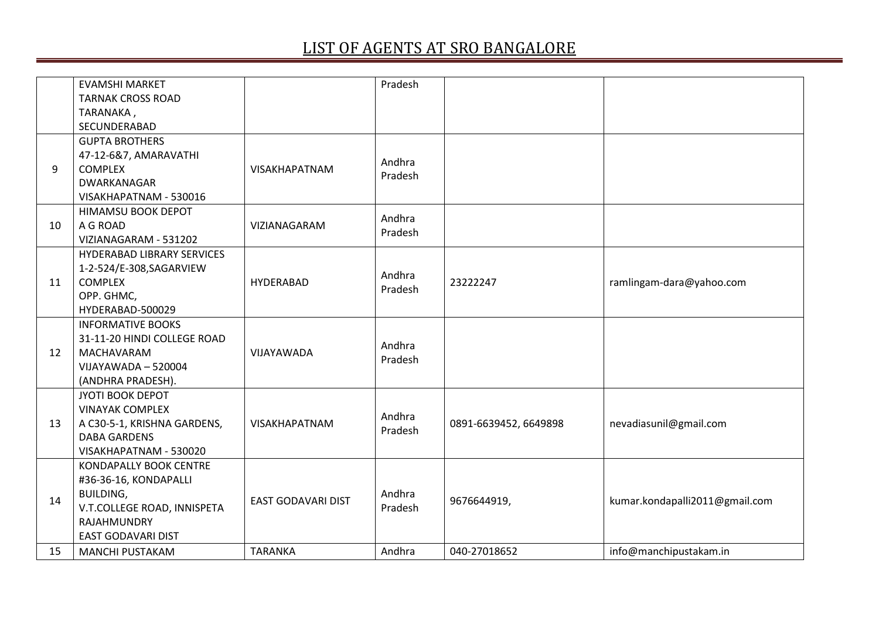# LIST OF AGENTS AT SRO BANGALORE

| | | | | | |
|---|---|---|---|---|---|
| | EVAMSHI MARKET<br>TARNAK CROSS ROAD<br>TARANAKA ,<br>SECUNDERABAD | | Pradesh | | |
| 9 | GUPTA BROTHERS<br>47-12-6&7, AMARAVATHI COMPLEX<br>DWARKANAGAR<br>VISAKHAPATNAM - 530016 | VISAKHAPATNAM | Andhra Pradesh | | |
| 10 | HIMAMSU BOOK DEPOT<br>A G ROAD<br>VIZIANAGARAM - 531202 | VIZIANAGARAM | Andhra Pradesh | | |
| 11 | HYDERABAD LIBRARY SERVICES<br>1-2-524/E-308,SAGARVIEW COMPLEX<br>OPP. GHMC,<br>HYDERABAD-500029 | HYDERABAD | Andhra Pradesh | 23222247 | ramlingam-dara@yahoo.com |
| 12 | INFORMATIVE BOOKS<br>31-11-20 HINDI COLLEGE ROAD<br>MACHAVARAM<br>VIJAYAWADA – 520004<br>(ANDHRA PRADESH). | VIJAYAWADA | Andhra Pradesh | | |
| 13 | JYOTI BOOK DEPOT<br>VINAYAK COMPLEX<br>A C30-5-1, KRISHNA GARDENS,<br>DABA GARDENS<br>VISAKHAPATNAM - 530020 | VISAKHAPATNAM | Andhra Pradesh | 0891-6639452, 6649898 | nevadiasunil@gmail.com |
| 14 | KONDAPALLY BOOK CENTRE<br>#36-36-16, KONDAPALLI BUILDING,<br>V.T.COLLEGE ROAD, INNISPETA<br>RAJAHMUNDRY<br>EAST GODAVARI DIST | EAST GODAVARI DIST | Andhra Pradesh | 9676644919, | kumar.kondapalli2011@gmail.com |
| 15 | MANCHI PUSTAKAM | TARANKA | Andhra | 040-27018652 | info@manchipustakam.in |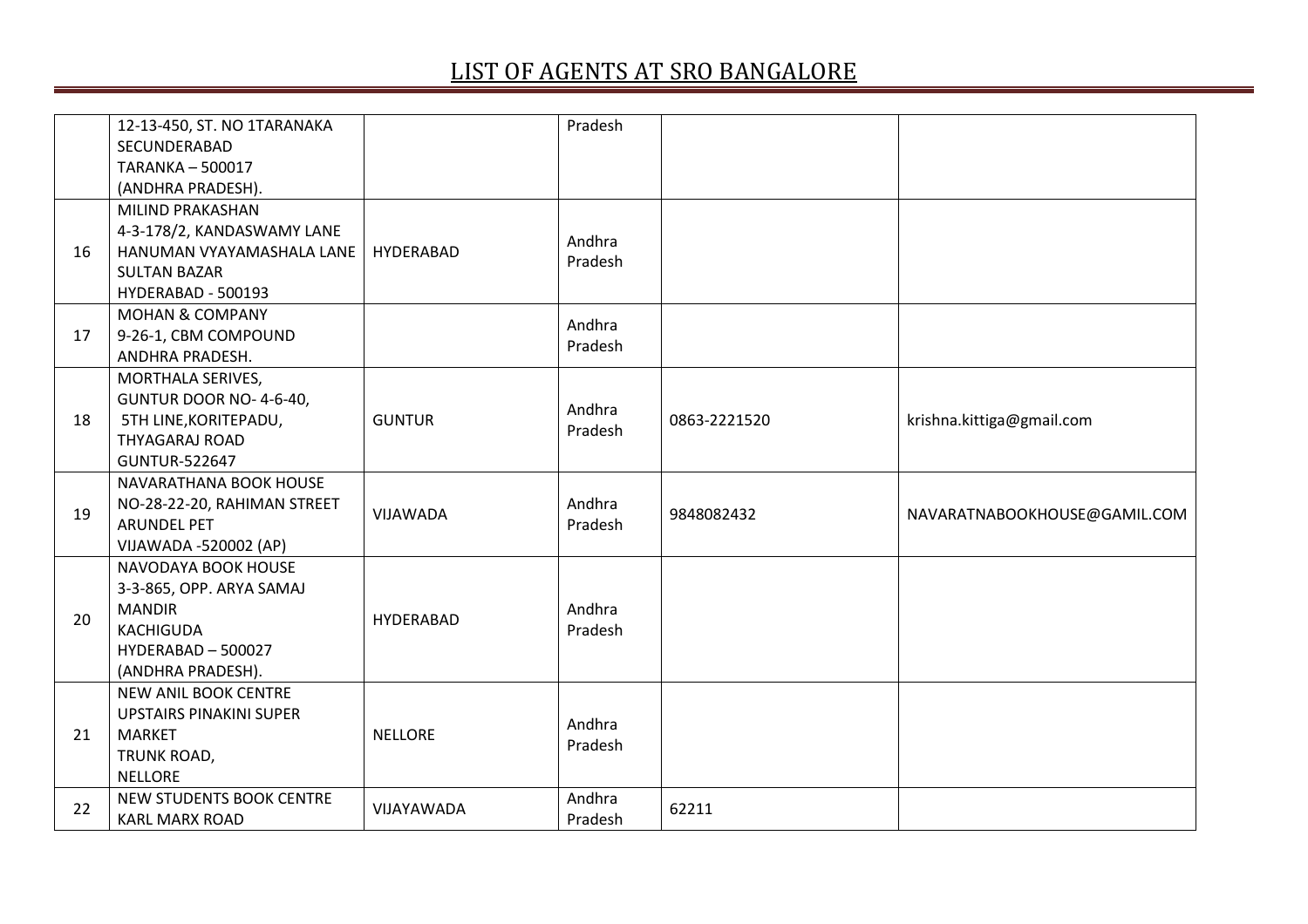# LIST OF AGENTS AT SRO BANGALORE

| | | | | | |
|---|---|---|---|---|---|
| | 12-13-450, ST. NO 1TARANAKA SECUNDERABAD TARANKA – 500017 (ANDHRA PRADESH). | | Pradesh | | |
| 16 | MILIND PRAKASHAN 4-3-178/2, KANDASWAMY LANE HANUMAN VYAYAMASHALA LANE SULTAN BAZAR HYDERABAD - 500193 | HYDERABAD | Andhra Pradesh | | |
| 17 | MOHAN & COMPANY 9-26-1, CBM COMPOUND ANDHRA PRADESH. | | Andhra Pradesh | | |
| 18 | MORTHALA SERIVES, GUNTUR DOOR NO- 4-6-40, 5TH LINE,KORITEPADU, THYAGARAJ ROAD GUNTUR-522647 | GUNTUR | Andhra Pradesh | 0863-2221520 | krishna.kittiga@gmail.com |
| 19 | NAVARATHANA BOOK HOUSE NO-28-22-20, RAHIMAN STREET ARUNDEL PET VIJAWADA -520002 (AP) | VIJAWADA | Andhra Pradesh | 9848082432 | NAVARATNABOOKHOUSE@GAMIL.COM |
| 20 | NAVODAYA BOOK HOUSE 3-3-865, OPP. ARYA SAMAJ MANDIR KACHIGUDA HYDERABAD – 500027 (ANDHRA PRADESH). | HYDERABAD | Andhra Pradesh | | |
| 21 | NEW ANIL BOOK CENTRE UPSTAIRS PINAKINI SUPER MARKET TRUNK ROAD, NELLORE | NELLORE | Andhra Pradesh | | |
| 22 | NEW STUDENTS BOOK CENTRE KARL MARX ROAD | VIJAYAWADA | Andhra Pradesh | 62211 | |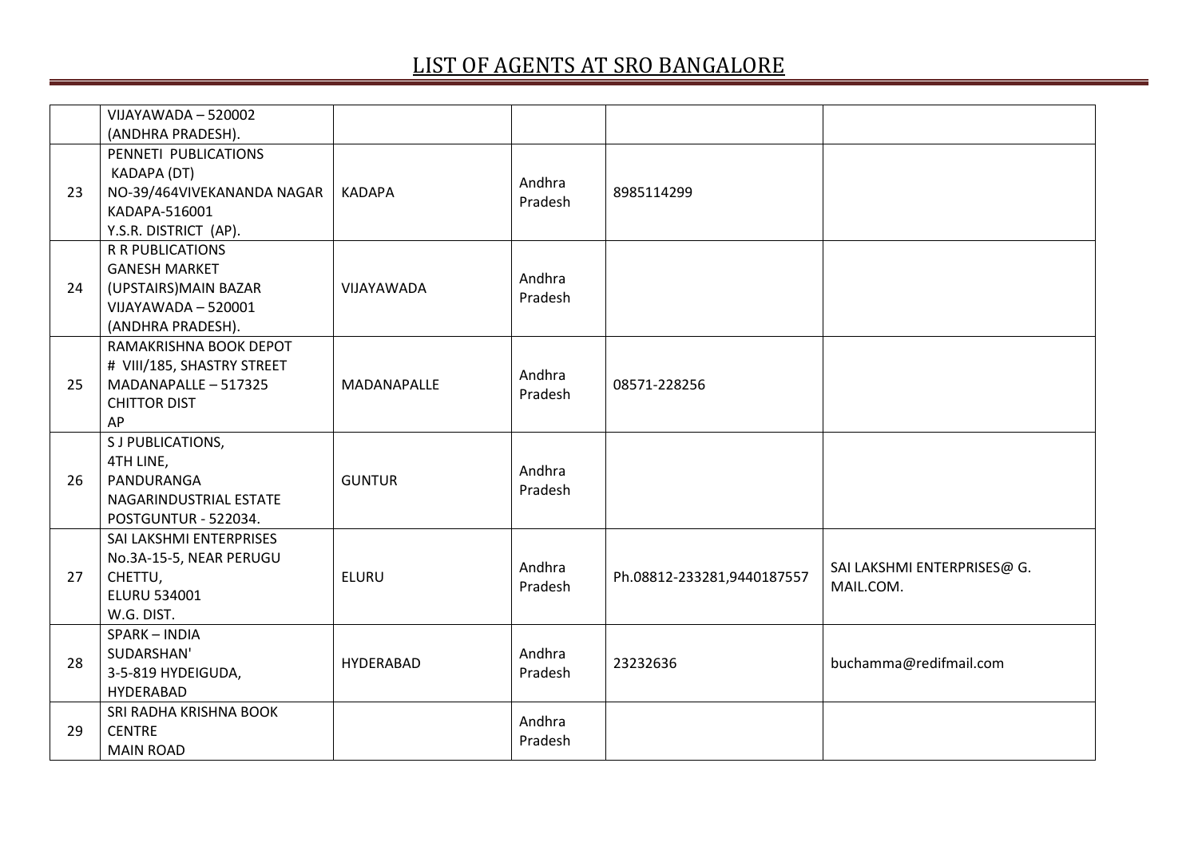# LIST OF AGENTS AT SRO BANGALORE

| | | | | | |
|---|---|---|---|---|---|
| | VIJAYAWADA – 520002<br>(ANDHRA PRADESH). | | | | |
| 23 | PENNETI PUBLICATIONS<br>KADAPA (DT)<br>NO-39/464VIVEKANANDA NAGAR<br>KADAPA-516001<br>Y.S.R. DISTRICT (AP). | KADAPA | Andhra Pradesh | 8985114299 | |
| 24 | R R PUBLICATIONS<br>GANESH MARKET<br>(UPSTAIRS)MAIN BAZAR<br>VIJAYAWADA – 520001<br>(ANDHRA PRADESH). | VIJAYAWADA | Andhra Pradesh | | |
| 25 | RAMAKRISHNA BOOK DEPOT<br># VIII/185, SHASTRY STREET<br>MADANAPALLE – 517325<br>CHITTOR DIST<br>AP | MADANAPALLE | Andhra Pradesh | 08571-228256 | |
| 26 | S J PUBLICATIONS,<br>4TH LINE,<br>PANDURANGA<br>NAGARINDUSTRIAL ESTATE<br>POSTGUNTUR - 522034. | GUNTUR | Andhra Pradesh | | |
| 27 | SAI LAKSHMI ENTERPRISES<br>No.3A-15-5, NEAR PERUGU<br>CHETTU,<br>ELURU 534001<br>W.G. DIST. | ELURU | Andhra Pradesh | Ph.08812-233281,9440187557 | SAI LAKSHMI ENTERPRISES@ G. MAIL.COM. |
| 28 | SPARK – INDIA<br>SUDARSHAN'<br>3-5-819 HYDEIGUDA,<br>HYDERABAD | HYDERABAD | Andhra Pradesh | 23232636 | buchamma@redifmail.com |
| 29 | SRI RADHA KRISHNA BOOK<br>CENTRE<br>MAIN ROAD | | Andhra Pradesh | | |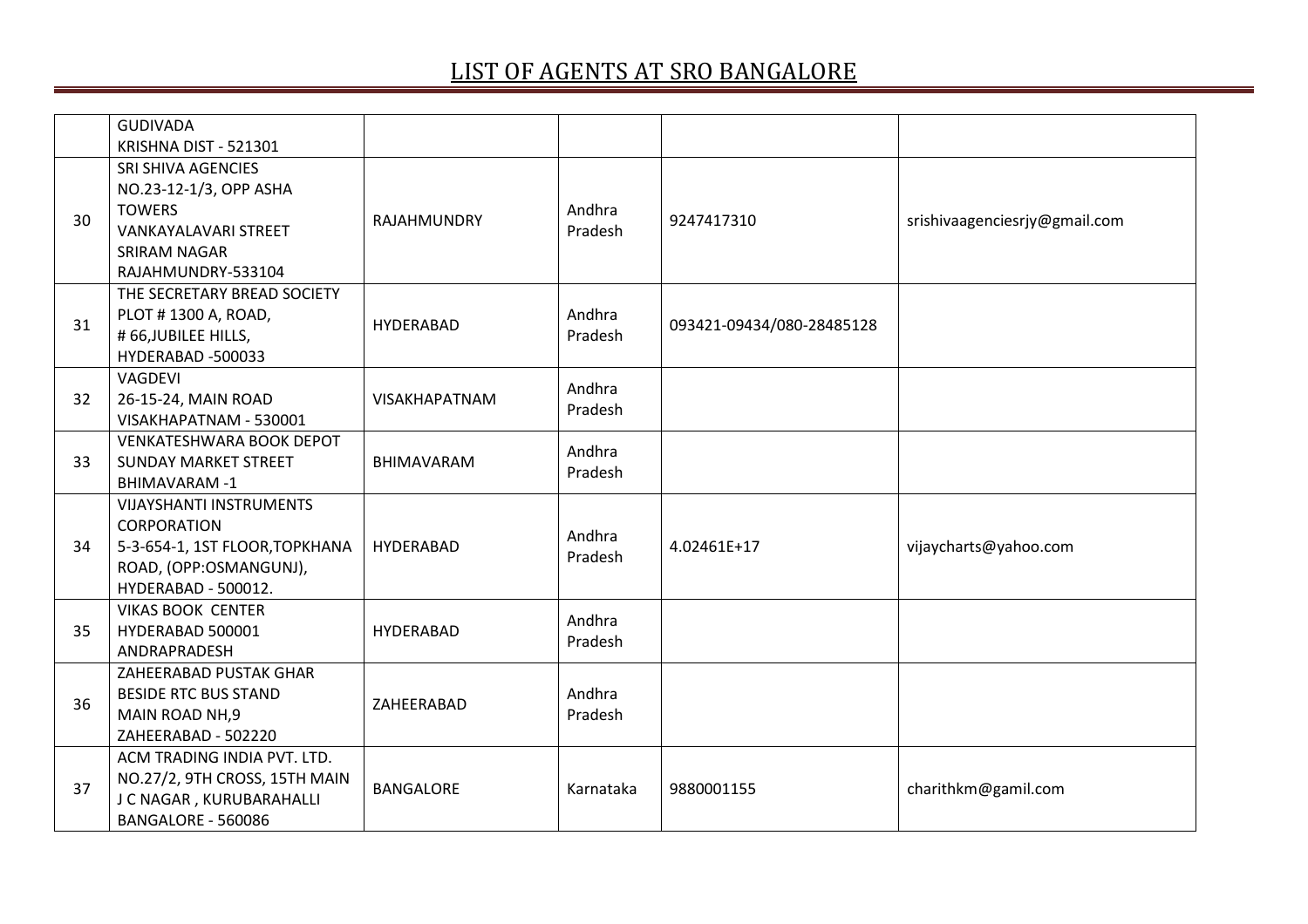# LIST OF AGENTS AT SRO BANGALORE

| | | | | | |
|---|---|---|---|---|---|
| | GUDIVADA<br>KRISHNA DIST - 521301 | | | | |
| 30 | SRI SHIVA AGENCIES<br>NO.23-12-1/3, OPP ASHA TOWERS<br>VANKAYALAVARI STREET<br>SRIRAM NAGAR<br>RAJAHMUNDRY-533104 | RAJAHMUNDRY | Andhra Pradesh | 9247417310 | srishivaagenciesrjy@gmail.com |
| 31 | THE SECRETARY BREAD SOCIETY<br>PLOT # 1300 A, ROAD,<br># 66,JUBILEE HILLS,<br>HYDERABAD -500033 | HYDERABAD | Andhra Pradesh | 093421-09434/080-28485128 | |
| 32 | VAGDEVI<br>26-15-24, MAIN ROAD<br>VISAKHAPATNAM - 530001 | VISAKHAPATNAM | Andhra Pradesh | | |
| 33 | VENKATESHWARA BOOK DEPOT<br>SUNDAY MARKET STREET<br>BHIMAVARAM -1 | BHIMAVARAM | Andhra Pradesh | | |
| 34 | VIJAYSHANTI INSTRUMENTS CORPORATION<br>5-3-654-1, 1ST FLOOR,TOPKHANA ROAD, (OPP:OSMANGUNJ),<br>HYDERABAD - 500012. | HYDERABAD | Andhra Pradesh | 4.02461E+17 | vijaycharts@yahoo.com |
| 35 | VIKAS BOOK CENTER<br>HYDERABAD 500001<br>ANDRAPRADESH | HYDERABAD | Andhra Pradesh | | |
| 36 | ZAHEERABAD PUSTAK GHAR<br>BESIDE RTC BUS STAND<br>MAIN ROAD NH,9<br>ZAHEERABAD - 502220 | ZAHEERABAD | Andhra Pradesh | | |
| 37 | ACM TRADING INDIA PVT. LTD.<br>NO.27/2, 9TH CROSS, 15TH MAIN<br>J C NAGAR , KURUBARAHALLI<br>BANGALORE - 560086 | BANGALORE | Karnataka | 9880001155 | charithkm@gamil.com |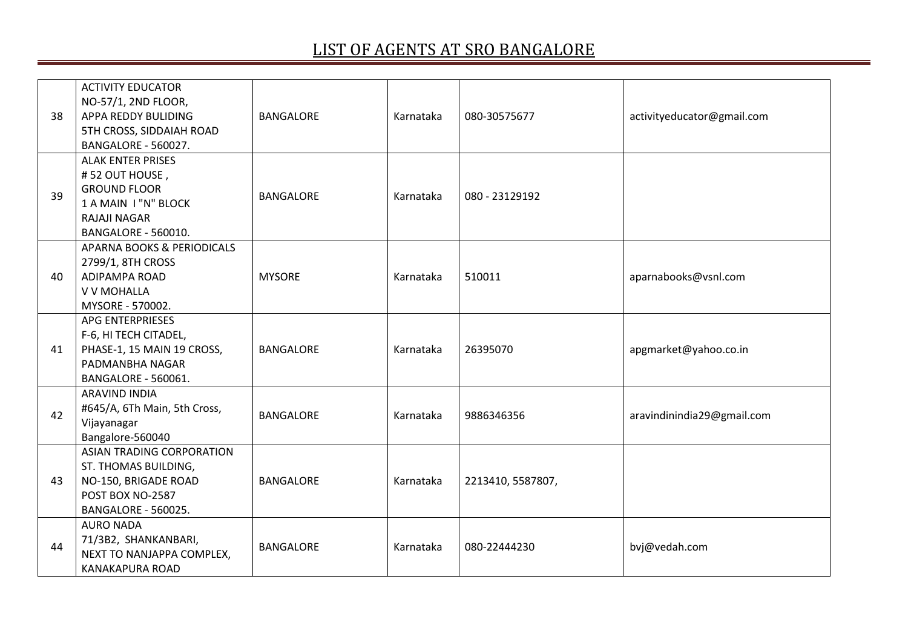# LIST OF AGENTS AT SRO BANGALORE

| | | | | | |
|---|---|---|---|---|---|
| 38 | ACTIVITY EDUCATOR<br>NO-57/1, 2ND FLOOR,<br>APPA REDDY BULIDING<br>5TH CROSS, SIDDAIAH ROAD<br>BANGALORE - 560027. | BANGALORE | Karnataka | 080-30575677 | activityeducator@gmail.com |
| 39 | ALAK ENTER PRISES<br># 52 OUT HOUSE ,<br>GROUND FLOOR<br>1 A MAIN I "N" BLOCK<br>RAJAJI NAGAR<br>BANGALORE - 560010. | BANGALORE | Karnataka | 080 - 23129192 | |
| 40 | APARNA BOOKS & PERIODICALS<br>2799/1, 8TH CROSS<br>ADIPAMPA ROAD<br>V V MOHALLA<br>MYSORE - 570002. | MYSORE | Karnataka | 510011 | aparnabooks@vsnl.com |
| 41 | APG ENTERPRIESES<br>F-6, HI TECH CITADEL,<br>PHASE-1, 15 MAIN 19 CROSS,<br>PADMANBHA NAGAR<br>BANGALORE - 560061. | BANGALORE | Karnataka | 26395070 | apgmarket@yahoo.co.in |
| 42 | ARAVIND INDIA<br>#645/A, 6Th Main, 5th Cross,<br>Vijayanagar<br>Bangalore-560040 | BANGALORE | Karnataka | 9886346356 | aravindinindia29@gmail.com |
| 43 | ASIAN TRADING CORPORATION<br>ST. THOMAS BUILDING,<br>NO-150, BRIGADE ROAD<br>POST BOX NO-2587<br>BANGALORE - 560025. | BANGALORE | Karnataka | 2213410, 5587807, | |
| 44 | AURO NADA<br>71/3B2, SHANKANBARI,<br>NEXT TO NANJAPPA COMPLEX,<br>KANAKAPURA ROAD | BANGALORE | Karnataka | 080-22444230 | bvj@vedah.com |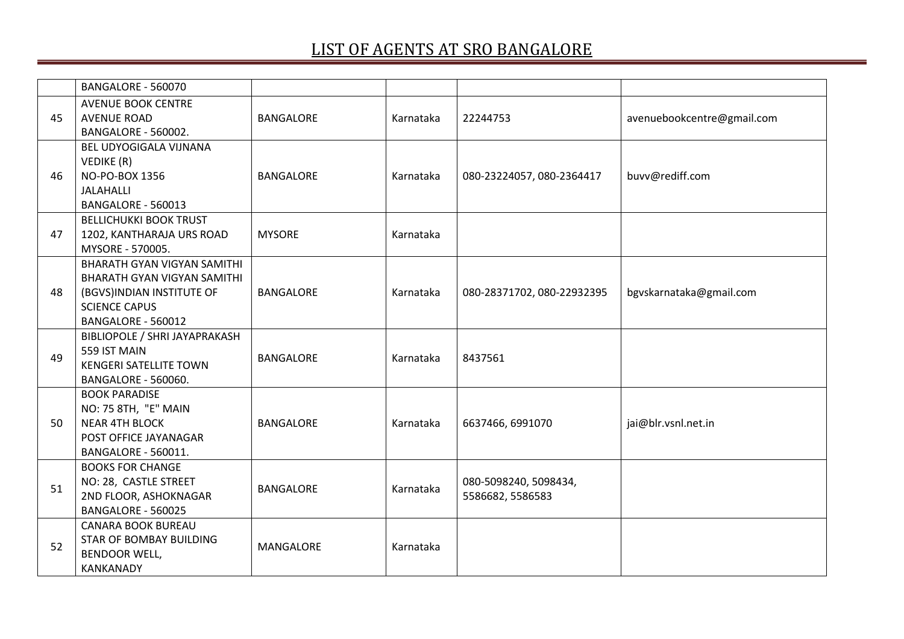# LIST OF AGENTS AT SRO BANGALORE

| | | | | | |
|---|---|---|---|---|---|
| | BANGALORE - 560070 | | | | |
| 45 | AVENUE BOOK CENTRE<br>AVENUE ROAD<br>BANGALORE - 560002. | BANGALORE | Karnataka | 22244753 | avenuebookcentre@gmail.com |
| 46 | BEL UDYOGIGALA VIJNANA VEDIKE (R)<br>NO-PO-BOX 1356<br>JALAHALLI<br>BANGALORE - 560013 | BANGALORE | Karnataka | 080-23224057, 080-2364417 | buvv@rediff.com |
| 47 | BELLICHUKKI BOOK TRUST<br>1202, KANTHARAJA URS ROAD<br>MYSORE - 570005. | MYSORE | Karnataka | | |
| 48 | BHARATH GYAN VIGYAN SAMITHI<br>BHARATH GYAN VIGYAN SAMITHI (BGVS)INDIAN INSTITUTE OF SCIENCE CAPUS<br>BANGALORE - 560012 | BANGALORE | Karnataka | 080-28371702, 080-22932395 | bgvskarnataka@gmail.com |
| 49 | BIBLIOPOLE / SHRI JAYAPRAKASH<br>559 IST MAIN<br>KENGERI SATELLITE TOWN<br>BANGALORE - 560060. | BANGALORE | Karnataka | 8437561 | |
| 50 | BOOK PARADISE<br>NO: 75 8TH, "E" MAIN<br>NEAR 4TH BLOCK<br>POST OFFICE JAYANAGAR<br>BANGALORE - 560011. | BANGALORE | Karnataka | 6637466, 6991070 | jai@blr.vsnl.net.in |
| 51 | BOOKS FOR CHANGE<br>NO: 28, CASTLE STREET<br>2ND FLOOR, ASHOKNAGAR<br>BANGALORE - 560025 | BANGALORE | Karnataka | 080-5098240, 5098434, 5586682, 5586583 | |
| 52 | CANARA BOOK BUREAU<br>STAR OF BOMBAY BUILDING<br>BENDOOR WELL,<br>KANKANADY | MANGALORE | Karnataka | | |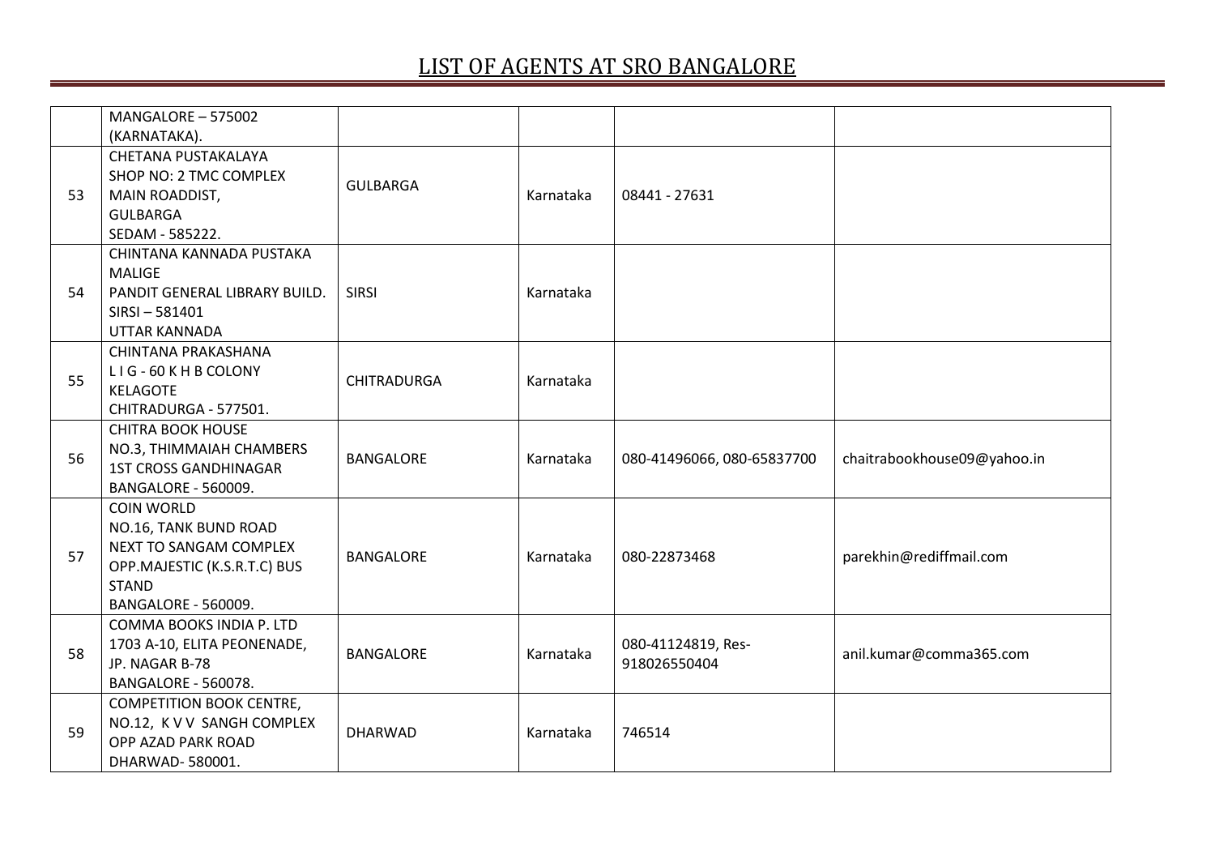# LIST OF AGENTS AT SRO BANGALORE

| | | | | | |
|---|---|---|---|---|---|
| | MANGALORE – 575002 (KARNATAKA). | | | | |
| 53 | CHETANA PUSTAKALAYA SHOP NO: 2 TMC COMPLEX MAIN ROADDIST, GULBARGA SEDAM - 585222. | GULBARGA | Karnataka | 08441 - 27631 | |
| 54 | CHINTANA KANNADA PUSTAKA MALIGE PANDIT GENERAL LIBRARY BUILD. SIRSI – 581401 UTTAR KANNADA | SIRSI | Karnataka | | |
| 55 | CHINTANA PRAKASHANA L I G - 60 K H B COLONY KELAGOTE CHITRADURGA - 577501. | CHITRADURGA | Karnataka | | |
| 56 | CHITRA BOOK HOUSE NO.3, THIMMAIAH CHAMBERS 1ST CROSS GANDHINAGAR BANGALORE - 560009. | BANGALORE | Karnataka | 080-41496066, 080-65837700 | chaitrabookhouse09@yahoo.in |
| 57 | COIN WORLD NO.16, TANK BUND ROAD NEXT TO SANGAM COMPLEX OPP.MAJESTIC (K.S.R.T.C) BUS STAND BANGALORE - 560009. | BANGALORE | Karnataka | 080-22873468 | parekhin@rediffmail.com |
| 58 | COMMA BOOKS INDIA P. LTD 1703 A-10, ELITA PEONENADE, JP. NAGAR B-78 BANGALORE - 560078. | BANGALORE | Karnataka | 080-41124819, Res-918026550404 | anil.kumar@comma365.com |
| 59 | COMPETITION BOOK CENTRE, NO.12, K V V SANGH COMPLEX OPP AZAD PARK ROAD DHARWAD- 580001. | DHARWAD | Karnataka | 746514 | |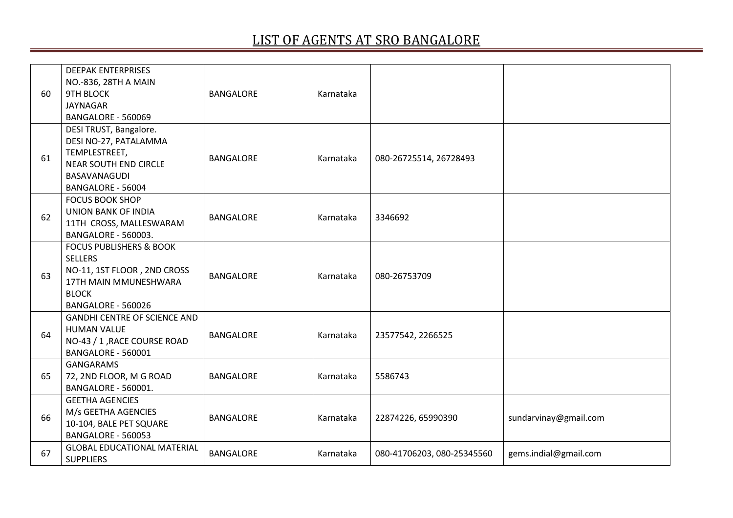# LIST OF AGENTS AT SRO BANGALORE

| | | | | | |
|---|---|---|---|---|---|
| 60 | DEEPAK ENTERPRISES<br>NO.-836, 28TH A MAIN<br>9TH BLOCK<br>JAYNAGAR<br>BANGALORE - 560069 | BANGALORE | Karnataka | | |
| 61 | DESI TRUST, Bangalore.<br>DESI NO-27, PATALAMMA TEMPLESTREET,<br>NEAR SOUTH END CIRCLE<br>BASAVANAGUDI<br>BANGALORE - 56004 | BANGALORE | Karnataka | 080-26725514, 26728493 | |
| 62 | FOCUS BOOK SHOP<br>UNION BANK OF INDIA<br>11TH CROSS, MALLESWARAM<br>BANGALORE - 560003. | BANGALORE | Karnataka | 3346692 | |
| 63 | FOCUS PUBLISHERS & BOOK SELLERS<br>NO-11, 1ST FLOOR , 2ND CROSS<br>17TH MAIN MMUNESHWARA BLOCK<br>BANGALORE - 560026 | BANGALORE | Karnataka | 080-26753709 | |
| 64 | GANDHI CENTRE OF SCIENCE AND HUMAN VALUE<br>NO-43 / 1 ,RACE COURSE ROAD<br>BANGALORE - 560001 | BANGALORE | Karnataka | 23577542, 2266525 | |
| 65 | GANGARAMS<br>72, 2ND FLOOR, M G ROAD<br>BANGALORE - 560001. | BANGALORE | Karnataka | 5586743 | |
| 66 | GEETHA AGENCIES<br>M/s GEETHA AGENCIES<br>10-104, BALE PET SQUARE<br>BANGALORE - 560053 | BANGALORE | Karnataka | 22874226, 65990390 | sundarvinay@gmail.com |
| 67 | GLOBAL EDUCATIONAL MATERIAL SUPPLIERS | BANGALORE | Karnataka | 080-41706203, 080-25345560 | gems.indial@gmail.com |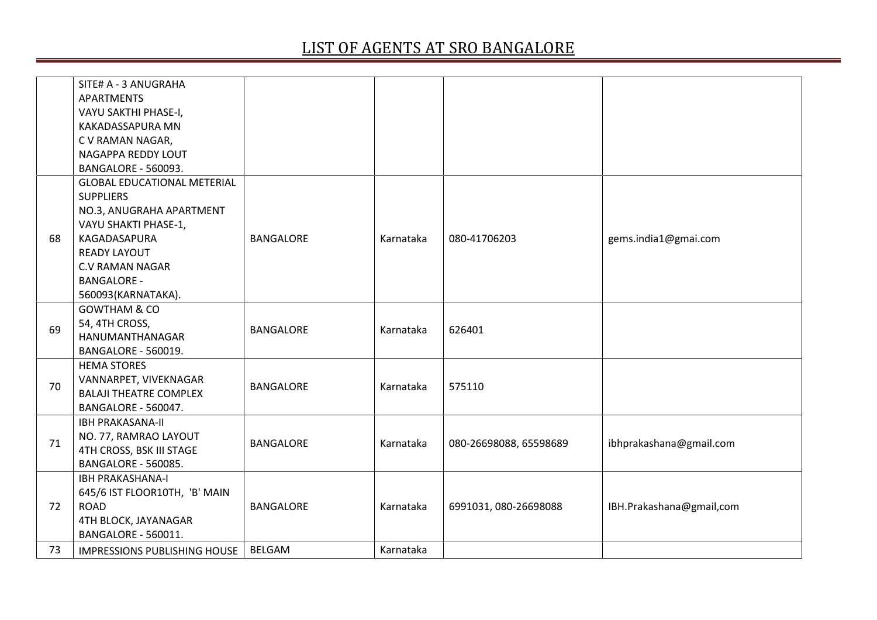# LIST OF AGENTS AT SRO BANGALORE

| | | | | | |
|---|---|---|---|---|---|
| | SITE# A - 3 ANUGRAHA APARTMENTS VAYU SAKTHI PHASE-I, KAKADASSAPURA MN C V RAMAN NAGAR, NAGAPPA REDDY LOUT BANGALORE - 560093. | | | | |
| 68 | GLOBAL EDUCATIONAL METERIAL SUPPLIERS NO.3, ANUGRAHA APARTMENT VAYU SHAKTI PHASE-1, KAGADASAPURA READY LAYOUT C.V RAMAN NAGAR BANGALORE - 560093(KARNATAKA). | BANGALORE | Karnataka | 080-41706203 | gems.india1@gmai.com |
| 69 | GOWTHAM & CO 54, 4TH CROSS, HANUMANTHANAGAR BANGALORE - 560019. | BANGALORE | Karnataka | 626401 | |
| 70 | HEMA STORES VANNARPET, VIVEKNAGAR BALAJI THEATRE COMPLEX BANGALORE - 560047. | BANGALORE | Karnataka | 575110 | |
| 71 | IBH PRAKASANA-II NO. 77, RAMRAO LAYOUT 4TH CROSS, BSK III STAGE BANGALORE - 560085. | BANGALORE | Karnataka | 080-26698088, 65598689 | ibhprakashana@gmail.com |
| 72 | IBH PRAKASHANA-I 645/6 IST FLOOR10TH, 'B' MAIN ROAD 4TH BLOCK, JAYANAGAR BANGALORE - 560011. | BANGALORE | Karnataka | 6991031, 080-26698088 | IBH.Prakashana@gmail,com |
| 73 | IMPRESSIONS PUBLISHING HOUSE | BELGAM | Karnataka | | |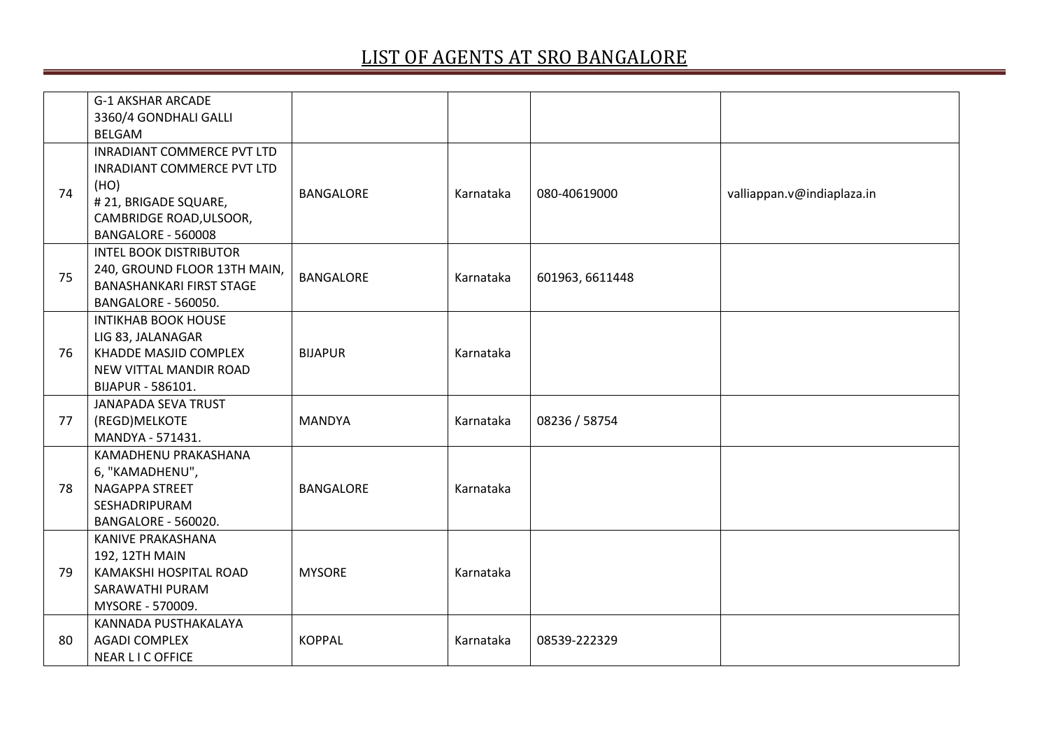# LIST OF AGENTS AT SRO BANGALORE

| | | | | | |
|---|---|---|---|---|---|
| | G-1 AKSHAR ARCADE<br>3360/4 GONDHALI GALLI<br>BELGAM | | | | |
| 74 | INRADIANT COMMERCE PVT LTD<br>INRADIANT COMMERCE PVT LTD (HO)<br># 21, BRIGADE SQUARE,<br>CAMBRIDGE ROAD,ULSOOR,<br>BANGALORE - 560008 | BANGALORE | Karnataka | 080-40619000 | valliappan.v@indiaplaza.in |
| 75 | INTEL BOOK DISTRIBUTOR<br>240, GROUND FLOOR 13TH MAIN,<br>BANASHANKARI FIRST STAGE<br>BANGALORE - 560050. | BANGALORE | Karnataka | 601963, 6611448 | |
| 76 | INTIKHAB BOOK HOUSE<br>LIG 83, JALANAGAR<br>KHADDE MASJID COMPLEX<br>NEW VITTAL MANDIR ROAD<br>BIJAPUR - 586101. | BIJAPUR | Karnataka | | |
| 77 | JANAPADA SEVA TRUST<br>(REGD)MELKOTE<br>MANDYA - 571431. | MANDYA | Karnataka | 08236 / 58754 | |
| 78 | KAMADHENU PRAKASHANA<br>6, "KAMADHENU",<br>NAGAPPA STREET<br>SESHADRIPURAM<br>BANGALORE - 560020. | BANGALORE | Karnataka | | |
| 79 | KANIVE PRAKASHANA<br>192, 12TH MAIN<br>KAMAKSHI HOSPITAL ROAD<br>SARAWATHI PURAM<br>MYSORE - 570009. | MYSORE | Karnataka | | |
| 80 | KANNADA PUSTHAKALAYA<br>AGADI COMPLEX<br>NEAR L I C OFFICE | KOPPAL | Karnataka | 08539-222329 | |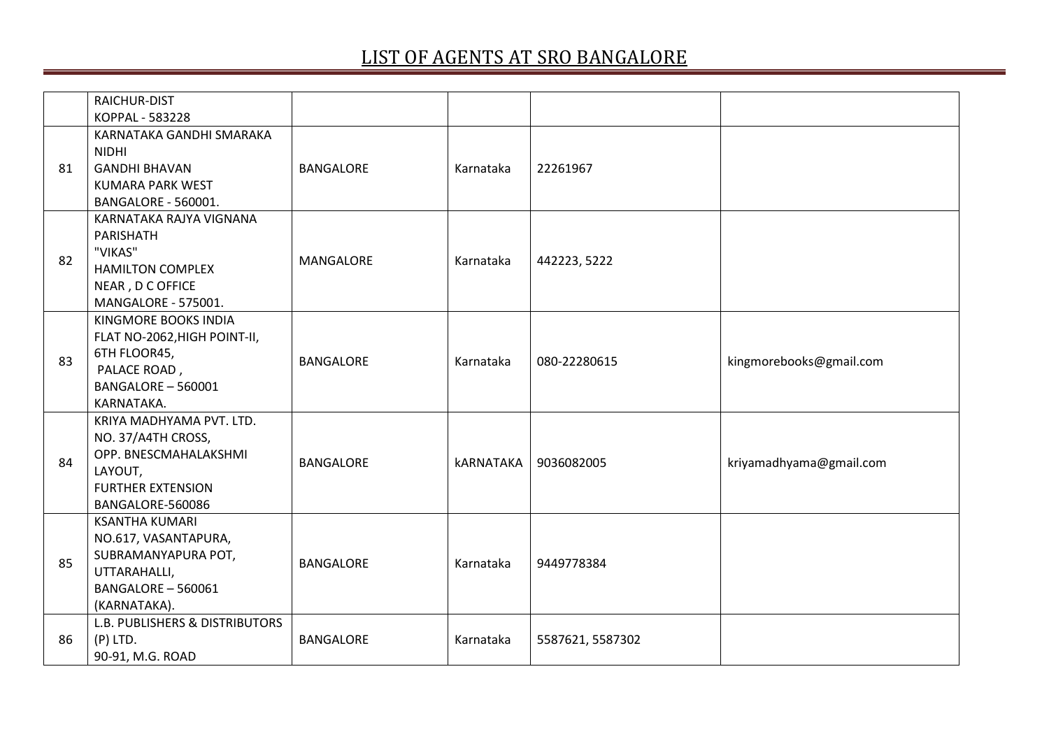# LIST OF AGENTS AT SRO BANGALORE

| | | | | | |
|---|---|---|---|---|---|
| | RAICHUR-DIST<br>KOPPAL - 583228 | | | | |
| 81 | KARNATAKA GANDHI SMARAKA NIDHI<br>GANDHI BHAVAN<br>KUMARA PARK WEST<br>BANGALORE - 560001. | BANGALORE | Karnataka | 22261967 | |
| 82 | KARNATAKA RAJYA VIGNANA PARISHATH<br>"VIKAS"<br>HAMILTON COMPLEX<br>NEAR , D C OFFICE<br>MANGALORE - 575001. | MANGALORE | Karnataka | 442223, 5222 | |
| 83 | KINGMORE BOOKS INDIA<br>FLAT NO-2062,HIGH POINT-II,<br>6TH FLOOR45,<br>PALACE ROAD ,<br>BANGALORE – 560001<br>KARNATAKA. | BANGALORE | Karnataka | 080-22280615 | kingmorebooks@gmail.com |
| 84 | KRIYA MADHYAMA PVT. LTD.<br>NO. 37/A4TH CROSS,<br>OPP. BNESCMAHALAKSHMI LAYOUT,<br>FURTHER EXTENSION<br>BANGALORE-560086 | BANGALORE | kARNATAKA | 9036082005 | kriyamadhyama@gmail.com |
| 85 | KSANTHA KUMARI<br>NO.617, VASANTAPURA,<br>SUBRAMANYAPURA POT,<br>UTTARAHALLI,<br>BANGALORE – 560061<br>(KARNATAKA). | BANGALORE | Karnataka | 9449778384 | |
| 86 | L.B. PUBLISHERS & DISTRIBUTORS (P) LTD.<br>90-91, M.G. ROAD | BANGALORE | Karnataka | 5587621, 5587302 | |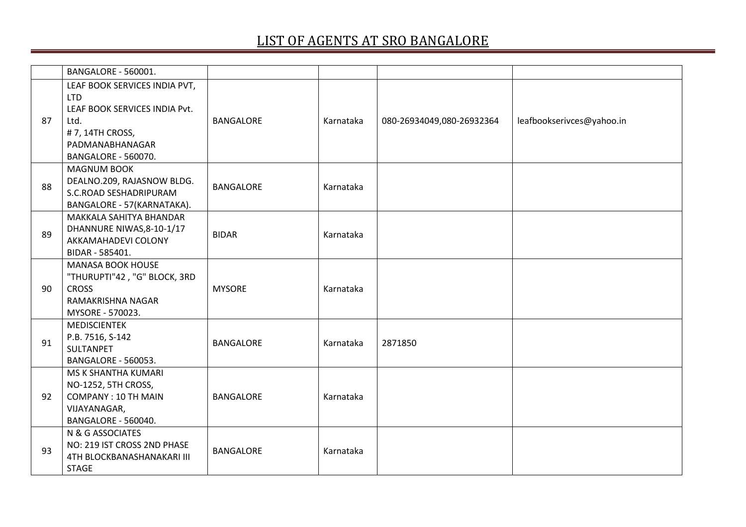# LIST OF AGENTS AT SRO BANGALORE

| | | | | | |
|---|---|---|---|---|---|
| | BANGALORE - 560001. | | | | |
| 87 | LEAF BOOK SERVICES INDIA PVT, LTD<br>LEAF BOOK SERVICES INDIA Pvt. Ltd.<br># 7, 14TH CROSS, PADMANABHANAGAR<br>BANGALORE - 560070. | BANGALORE | Karnataka | 080-26934049,080-26932364 | leafbookserivces@yahoo.in |
| 88 | MAGNUM BOOK<br>DEALNO.209, RAJASNOW BLDG. S.C.ROAD SESHADRIPURAM<br>BANGALORE - 57(KARNATAKA). | BANGALORE | Karnataka | | |
| 89 | MAKKALA SAHITYA BHANDAR<br>DHANNURE NIWAS,8-10-1/17 AKKAMAHADEVI COLONY<br>BIDAR - 585401. | BIDAR | Karnataka | | |
| 90 | MANASA BOOK HOUSE<br>"THURUPTI"42 , "G" BLOCK, 3RD CROSS<br>RAMAKRISHNA NAGAR<br>MYSORE - 570023. | MYSORE | Karnataka | | |
| 91 | MEDISCIENTEK<br>P.B. 7516, S-142<br>SULTANPET<br>BANGALORE - 560053. | BANGALORE | Karnataka | 2871850 | |
| 92 | MS K SHANTHA KUMARI<br>NO-1252, 5TH CROSS,<br>COMPANY : 10 TH MAIN<br>VIJAYANAGAR,<br>BANGALORE - 560040. | BANGALORE | Karnataka | | |
| 93 | N & G ASSOCIATES<br>NO: 219 IST CROSS 2ND PHASE<br>4TH BLOCKBANASHANAKARI III STAGE | BANGALORE | Karnataka | | |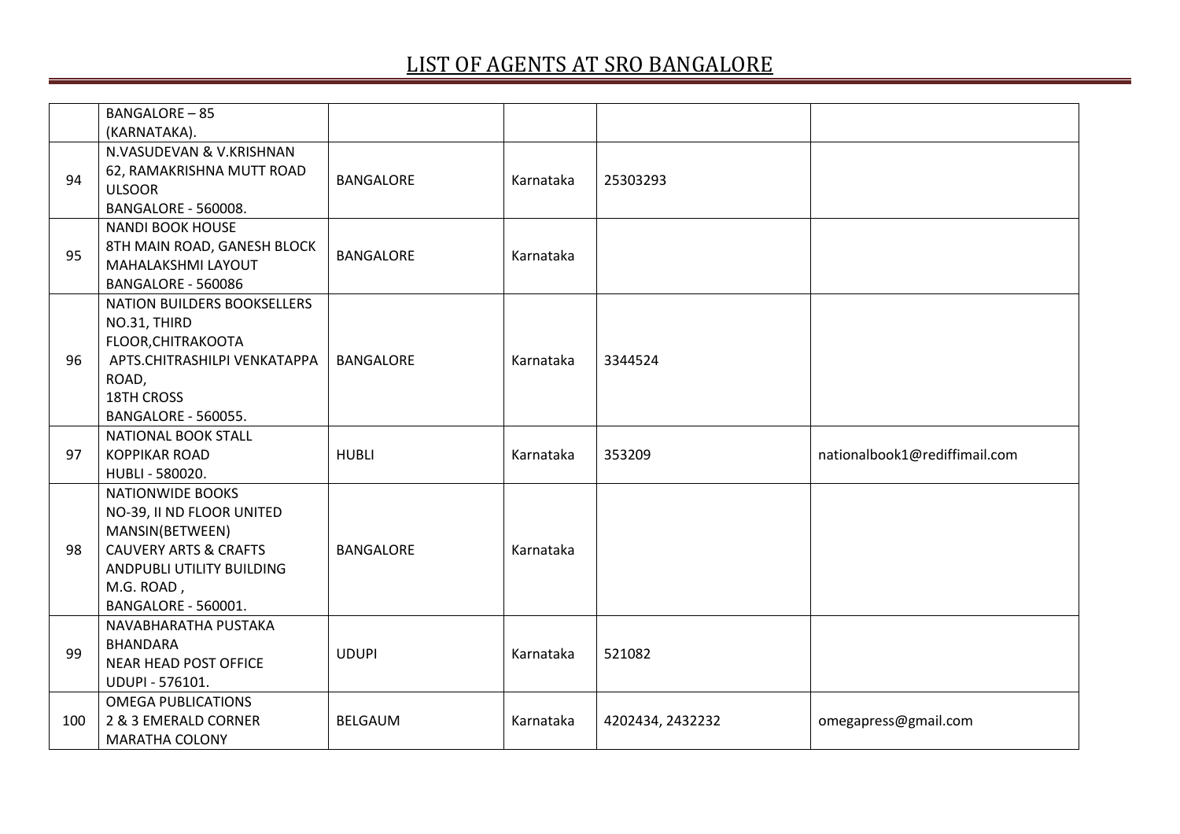# LIST OF AGENTS AT SRO BANGALORE

| | | | | | |
|---|---|---|---|---|---|
| | BANGALORE – 85<br>(KARNATAKA). | | | | |
| 94 | N.VASUDEVAN & V.KRISHNAN<br>62, RAMAKRISHNA MUTT ROAD<br>ULSOOR<br>BANGALORE - 560008. | BANGALORE | Karnataka | 25303293 | |
| 95 | NANDI BOOK HOUSE<br>8TH MAIN ROAD, GANESH BLOCK<br>MAHALAKSHMI LAYOUT<br>BANGALORE - 560086 | BANGALORE | Karnataka | | |
| 96 | NATION BUILDERS BOOKSELLERS<br>NO.31, THIRD<br>FLOOR,CHITRAKOOTA<br>APTS.CHITRASHILPI VENKATAPPA<br>ROAD,<br>18TH CROSS<br>BANGALORE - 560055. | BANGALORE | Karnataka | 3344524 | |
| 97 | NATIONAL BOOK STALL<br>KOPPIKAR ROAD<br>HUBLI - 580020. | HUBLI | Karnataka | 353209 | nationalbook1@rediffimail.com |
| 98 | NATIONWIDE BOOKS<br>NO-39, II ND FLOOR UNITED<br>MANSIN(BETWEEN)<br>CAUVERY ARTS & CRAFTS<br>ANDPUBLI UTILITY BUILDING<br>M.G. ROAD ,<br>BANGALORE - 560001. | BANGALORE | Karnataka | | |
| 99 | NAVABHARATHA PUSTAKA<br>BHANDARA<br>NEAR HEAD POST OFFICE<br>UDUPI - 576101. | UDUPI | Karnataka | 521082 | |
| 100 | OMEGA PUBLICATIONS<br>2 & 3 EMERALD CORNER<br>MARATHA COLONY | BELGAUM | Karnataka | 4202434, 2432232 | omegapress@gmail.com |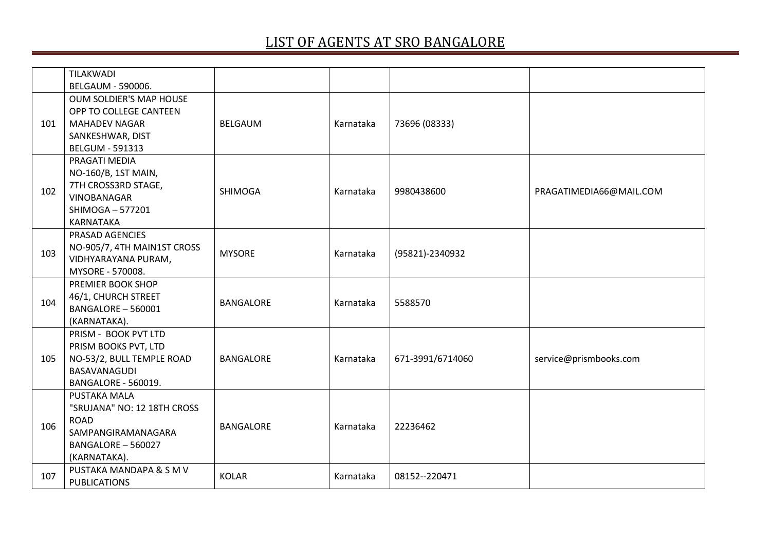# LIST OF AGENTS AT SRO BANGALORE

| | | | | | |
|---|---|---|---|---|---|
| | TILAKWADI<br>BELGAUM - 590006. | | | | |
| 101 | OUM SOLDIER'S MAP HOUSE<br>OPP TO COLLEGE CANTEEN<br>MAHADEV NAGAR<br>SANKESHWAR, DIST<br>BELGUM - 591313 | BELGAUM | Karnataka | 73696 (08333) | |
| 102 | PRAGATI MEDIA<br>NO-160/B, 1ST MAIN,<br>7TH CROSS3RD STAGE,<br>VINOBANAGAR<br>SHIMOGA – 577201<br>KARNATAKA | SHIMOGA | Karnataka | 9980438600 | PRAGATIMEDIA66@MAIL.COM |
| 103 | PRASAD AGENCIES<br>NO-905/7, 4TH MAIN1ST CROSS<br>VIDHYARAYANA PURAM,<br>MYSORE - 570008. | MYSORE | Karnataka | (95821)-2340932 | |
| 104 | PREMIER BOOK SHOP<br>46/1, CHURCH STREET<br>BANGALORE – 560001<br>(KARNATAKA). | BANGALORE | Karnataka | 5588570 | |
| 105 | PRISM - BOOK PVT LTD<br>PRISM BOOKS PVT, LTD<br>NO-53/2, BULL TEMPLE ROAD<br>BASAVANAGUDI<br>BANGALORE - 560019. | BANGALORE | Karnataka | 671-3991/6714060 | service@prismbooks.com |
| 106 | PUSTAKA MALA<br>"SRUJANA" NO: 12 18TH CROSS<br>ROAD<br>SAMPANGIRAMANAGARA<br>BANGALORE – 560027<br>(KARNATAKA). | BANGALORE | Karnataka | 22236462 | |
| 107 | PUSTAKA MANDAPA & S M V<br>PUBLICATIONS | KOLAR | Karnataka | 08152--220471 | |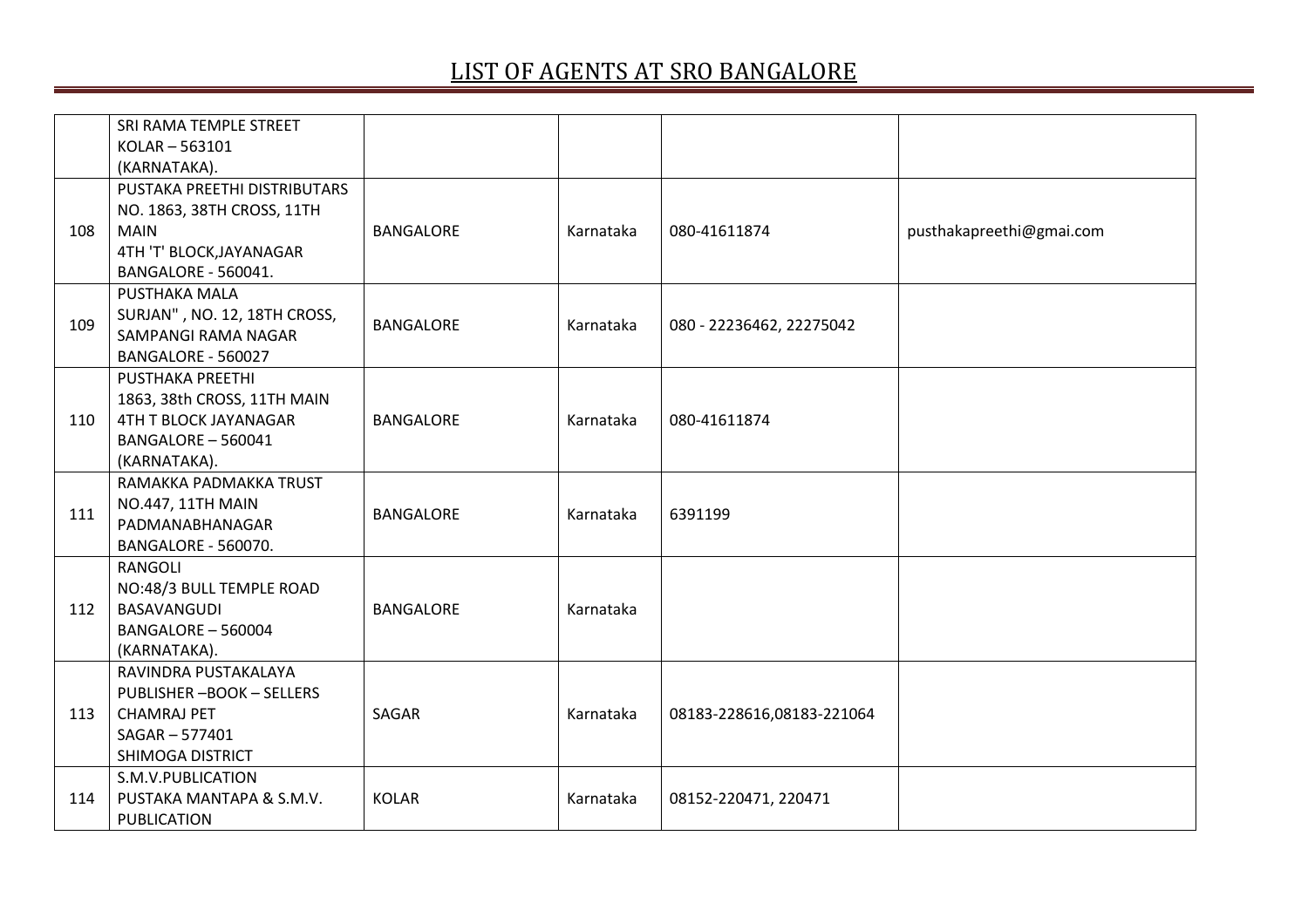# LIST OF AGENTS AT SRO BANGALORE

| | | | | | |
|---|---|---|---|---|---|
| | SRI RAMA TEMPLE STREET<br>KOLAR – 563101<br>(KARNATAKA). | | | | |
| 108 | PUSTAKA PREETHI DISTRIBUTARS<br>NO. 1863, 38TH CROSS, 11TH MAIN<br>4TH 'T' BLOCK,JAYANAGAR<br>BANGALORE - 560041. | BANGALORE | Karnataka | 080-41611874 | pusthakapreethi@gmai.com |
| 109 | PUSTHAKA MALA<br>SURJAN" , NO. 12, 18TH CROSS,<br>SAMPANGI RAMA NAGAR<br>BANGALORE - 560027 | BANGALORE | Karnataka | 080 - 22236462, 22275042 | |
| 110 | PUSTHAKA PREETHI<br>1863, 38th CROSS, 11TH MAIN<br>4TH T BLOCK JAYANAGAR<br>BANGALORE – 560041<br>(KARNATAKA). | BANGALORE | Karnataka | 080-41611874 | |
| 111 | RAMAKKA PADMAKKA TRUST<br>NO.447, 11TH MAIN<br>PADMANABHANAGAR<br>BANGALORE - 560070. | BANGALORE | Karnataka | 6391199 | |
| 112 | RANGOLI<br>NO:48/3 BULL TEMPLE ROAD<br>BASAVANGUDI<br>BANGALORE – 560004<br>(KARNATAKA). | BANGALORE | Karnataka | | |
| 113 | RAVINDRA PUSTAKALAYA<br>PUBLISHER –BOOK – SELLERS<br>CHAMRAJ PET<br>SAGAR – 577401<br>SHIMOGA DISTRICT | SAGAR | Karnataka | 08183-228616,08183-221064 | |
| 114 | S.M.V.PUBLICATION<br>PUSTAKA MANTAPA & S.M.V.<br>PUBLICATION | KOLAR | Karnataka | 08152-220471, 220471 | |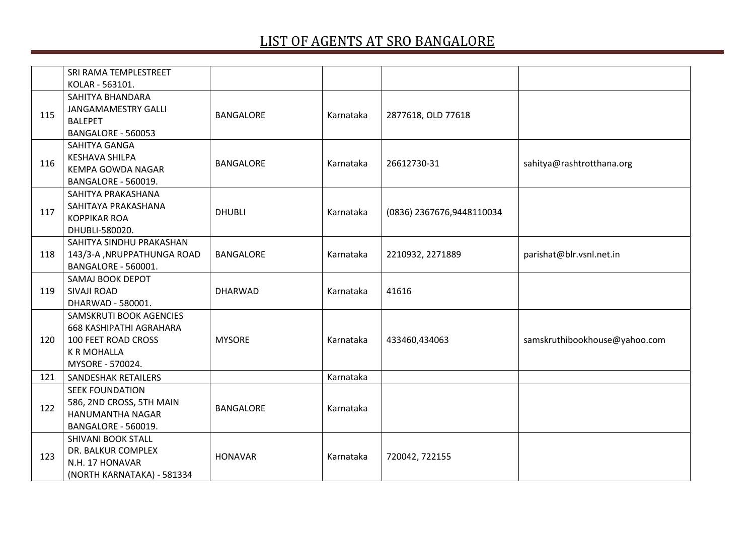# LIST OF AGENTS AT SRO BANGALORE

| | | | | | |
|---|---|---|---|---|---|
| | SRI RAMA TEMPLESTREET<br>KOLAR - 563101. | | | | |
| 115 | SAHITYA BHANDARA<br>JANGAMAMESTRY GALLI<br>BALEPET<br>BANGALORE - 560053 | BANGALORE | Karnataka | 2877618, OLD 77618 | |
| 116 | SAHITYA GANGA<br>KESHAVA SHILPA<br>KEMPA GOWDA NAGAR<br>BANGALORE - 560019. | BANGALORE | Karnataka | 26612730-31 | sahitya@rashtrotthana.org |
| 117 | SAHITYA PRAKASHANA<br>SAHITAYA PRAKASHANA<br>KOPPIKAR ROA<br>DHUBLI-580020. | DHUBLI | Karnataka | (0836) 2367676,9448110034 | |
| 118 | SAHITYA SINDHU PRAKASHAN<br>143/3-A ,NRUPPATHUNGA ROAD<br>BANGALORE - 560001. | BANGALORE | Karnataka | 2210932, 2271889 | parishat@blr.vsnl.net.in |
| 119 | SAMAJ BOOK DEPOT<br>SIVAJI ROAD<br>DHARWAD - 580001. | DHARWAD | Karnataka | 41616 | |
| 120 | SAMSKRUTI BOOK AGENCIES<br>668 KASHIPATHI AGRAHARA<br>100 FEET ROAD CROSS<br>K R MOHALLA<br>MYSORE - 570024. | MYSORE | Karnataka | 433460,434063 | samskruthibookhouse@yahoo.com |
| 121 | SANDESHAK RETAILERS | | Karnataka | | |
| 122 | SEEK FOUNDATION<br>586, 2ND CROSS, 5TH MAIN<br>HANUMANTHA NAGAR<br>BANGALORE - 560019. | BANGALORE | Karnataka | | |
| 123 | SHIVANI BOOK STALL<br>DR. BALKUR COMPLEX<br>N.H. 17 HONAVAR<br>(NORTH KARNATAKA) - 581334 | HONAVAR | Karnataka | 720042, 722155 | |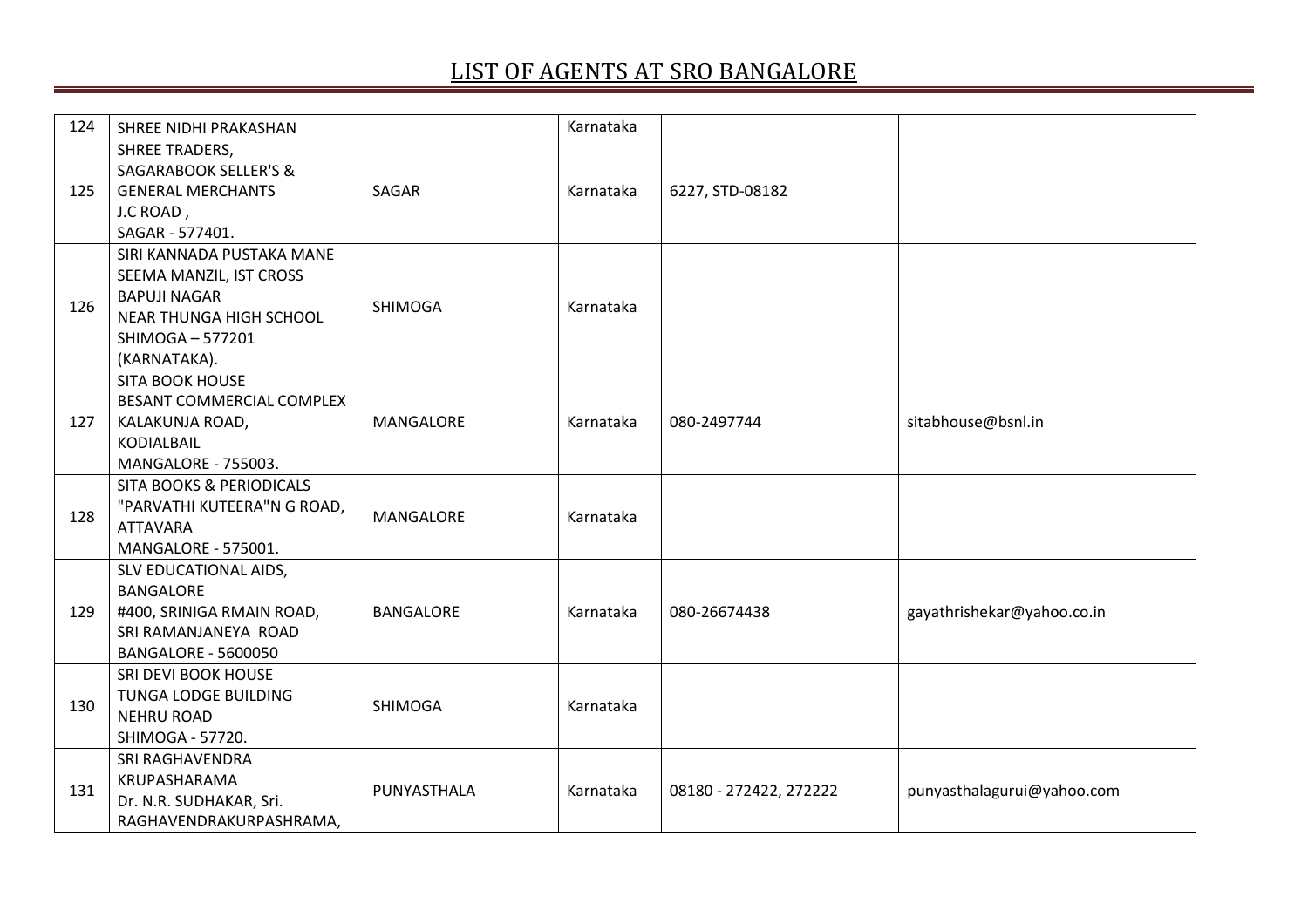# LIST OF AGENTS AT SRO BANGALORE

| | | | | | |
|---|---|---|---|---|---|
| 124 | SHREE NIDHI PRAKASHAN | | Karnataka | | |
| 125 | SHREE TRADERS,<br>SAGARABOOK SELLER'S &<br>GENERAL MERCHANTS<br>J.C ROAD ,<br>SAGAR - 577401. | SAGAR | Karnataka | 6227, STD-08182 | |
| 126 | SIRI KANNADA PUSTAKA MANE<br>SEEMA MANZIL, IST CROSS<br>BAPUJI NAGAR<br>NEAR THUNGA HIGH SCHOOL<br>SHIMOGA – 577201<br>(KARNATAKA). | SHIMOGA | Karnataka | | |
| 127 | SITA BOOK HOUSE<br>BESANT COMMERCIAL COMPLEX<br>KALAKUNJA ROAD,<br>KODIALBAIL<br>MANGALORE - 755003. | MANGALORE | Karnataka | 080-2497744 | sitabhouse@bsnl.in |
| 128 | SITA BOOKS & PERIODICALS<br>"PARVATHI KUTEERA"N G ROAD,<br>ATTAVARA<br>MANGALORE - 575001. | MANGALORE | Karnataka | | |
| 129 | SLV EDUCATIONAL AIDS,<br>BANGALORE<br>#400, SRINIGA RMAIN ROAD,<br>SRI RAMANJANEYA ROAD<br>BANGALORE - 5600050 | BANGALORE | Karnataka | 080-26674438 | gayathrishekar@yahoo.co.in |
| 130 | SRI DEVI BOOK HOUSE<br>TUNGA LODGE BUILDING<br>NEHRU ROAD<br>SHIMOGA - 57720. | SHIMOGA | Karnataka | | |
| 131 | SRI RAGHAVENDRA<br>KRUPASHARAMA<br>Dr. N.R. SUDHAKAR, Sri.<br>RAGHAVENDRAKURPASHRAMA, | PUNYASTHALA | Karnataka | 08180 - 272422, 272222 | punyasthalagurui@yahoo.com |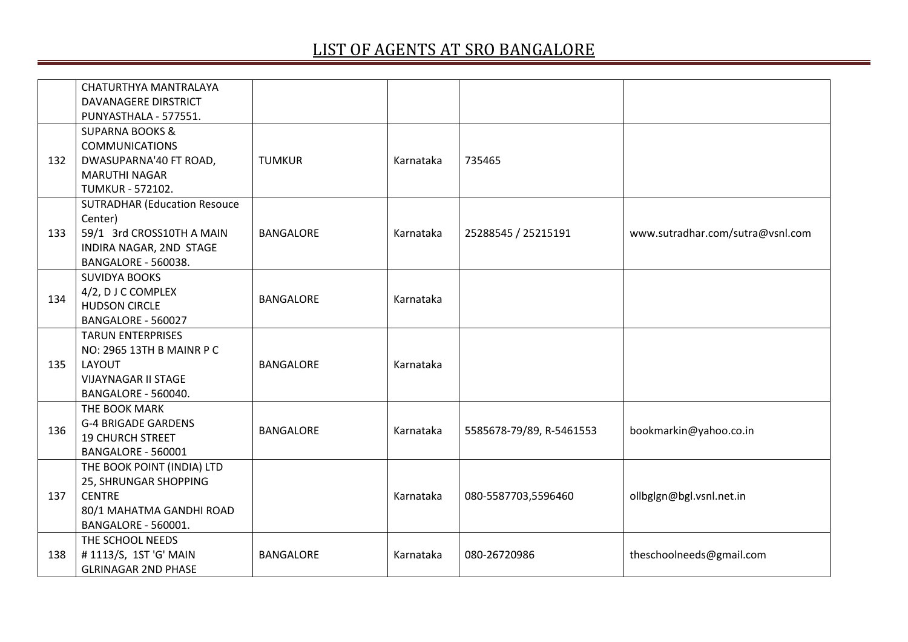# LIST OF AGENTS AT SRO BANGALORE

| | | | | | |
|---|---|---|---|---|---|
| | CHATURTHYA MANTRALAYA<br>DAVANAGERE DIRSTRICT<br>PUNYASTHALA - 577551. | | | | |
| 132 | SUPARNA BOOKS & COMMUNICATIONS<br>DWASUPARNA'40 FT ROAD,<br>MARUTHI NAGAR<br>TUMKUR - 572102. | TUMKUR | Karnataka | 735465 | |
| 133 | SUTRADHAR (Education Resouce Center)<br>59/1 3rd CROSS10TH A MAIN<br>INDIRA NAGAR, 2ND STAGE<br>BANGALORE - 560038. | BANGALORE | Karnataka | 25288545 / 25215191 | www.sutradhar.com/sutra@vsnl.com |
| 134 | SUVIDYA BOOKS<br>4/2, D J C COMPLEX<br>HUDSON CIRCLE<br>BANGALORE - 560027 | BANGALORE | Karnataka | | |
| 135 | TARUN ENTERPRISES<br>NO: 2965 13TH B MAINR P C LAYOUT<br>VIJAYNAGAR II STAGE<br>BANGALORE - 560040. | BANGALORE | Karnataka | | |
| 136 | THE BOOK MARK<br>G-4 BRIGADE GARDENS<br>19 CHURCH STREET<br>BANGALORE - 560001 | BANGALORE | Karnataka | 5585678-79/89, R-5461553 | bookmarkin@yahoo.co.in |
| 137 | THE BOOK POINT (INDIA) LTD<br>25, SHRUNGAR SHOPPING CENTRE<br>80/1 MAHATMA GANDHI ROAD<br>BANGALORE - 560001. | | Karnataka | 080-5587703,5596460 | ollbglgn@bgl.vsnl.net.in |
| 138 | THE SCHOOL NEEDS<br># 1113/S, 1ST 'G' MAIN<br>GLRINAGAR 2ND PHASE | BANGALORE | Karnataka | 080-26720986 | theschoolneeds@gmail.com |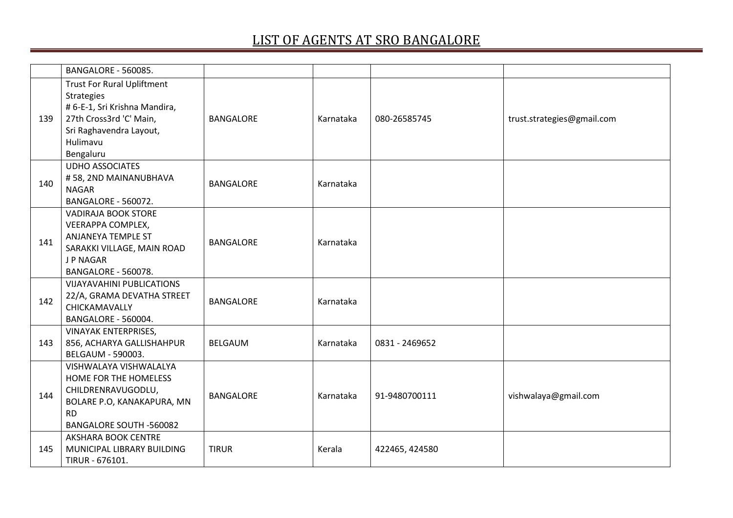# LIST OF AGENTS AT SRO BANGALORE

| | | | | | |
|---|---|---|---|---|---|
| | BANGALORE - 560085. | | | | |
| 139 | Trust For Rural Upliftment Strategies<br># 6-E-1, Sri Krishna Mandira,<br>27th Cross3rd 'C' Main,<br>Sri Raghavendra Layout,<br>Hulimavu<br>Bengaluru | BANGALORE | Karnataka | 080-26585745 | trust.strategies@gmail.com |
| 140 | UDHO ASSOCIATES<br># 58, 2ND MAINANUBHAVA NAGAR<br>BANGALORE - 560072. | BANGALORE | Karnataka | | |
| 141 | VADIRAJA BOOK STORE<br>VEERAPPA COMPLEX,<br>ANJANEYA TEMPLE ST<br>SARAKKI VILLAGE, MAIN ROAD<br>J P NAGAR<br>BANGALORE - 560078. | BANGALORE | Karnataka | | |
| 142 | VIJAYAVAHINI PUBLICATIONS<br>22/A, GRAMA DEVATHA STREET<br>CHICKAMAVALLY<br>BANGALORE - 560004. | BANGALORE | Karnataka | | |
| 143 | VINAYAK ENTERPRISES,<br>856, ACHARYA GALLISHAHPUR<br>BELGAUM - 590003. | BELGAUM | Karnataka | 0831 - 2469652 | |
| 144 | VISHWALAYA VISHWALALYA<br>HOME FOR THE HOMELESS<br>CHILDRENRAVUGODLU,<br>BOLARE P.O, KANAKAPURA, MN RD<br>BANGALORE SOUTH -560082 | BANGALORE | Karnataka | 91-9480700111 | vishwalaya@gmail.com |
| 145 | AKSHARA BOOK CENTRE<br>MUNICIPAL LIBRARY BUILDING<br>TIRUR - 676101. | TIRUR | Kerala | 422465, 424580 | |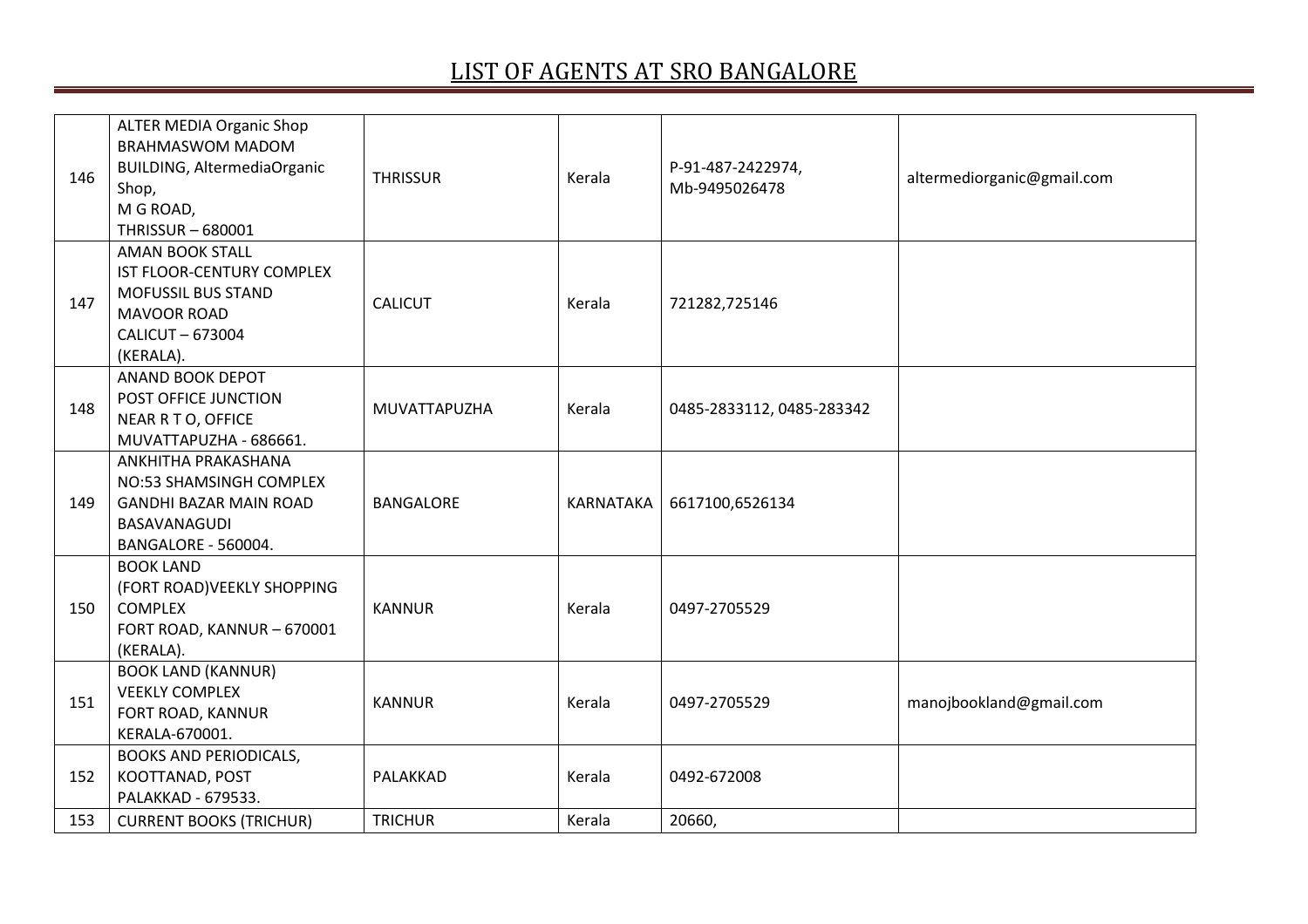# LIST OF AGENTS AT SRO BANGALORE

| | | | | | |
|---|---|---|---|---|---|
| 146 | ALTER MEDIA Organic Shop<br>BRAHMASWOM MADOM BUILDING, AltermediaOrganic Shop,<br>M G ROAD,<br>THRISSUR – 680001 | THRISSUR | Kerala | P-91-487-2422974,<br>Mb-9495026478 | altermediorganic@gmail.com |
| 147 | AMAN BOOK STALL<br>IST FLOOR-CENTURY COMPLEX<br>MOFUSSIL BUS STAND<br>MAVOOR ROAD<br>CALICUT – 673004<br>(KERALA). | CALICUT | Kerala | 721282,725146 | |
| 148 | ANAND BOOK DEPOT<br>POST OFFICE JUNCTION<br>NEAR R T O, OFFICE<br>MUVATTAPUZHA - 686661. | MUVATTAPUZHA | Kerala | 0485-2833112, 0485-283342 | |
| 149 | ANKHITHA PRAKASHANA<br>NO:53 SHAMSINGH COMPLEX<br>GANDHI BAZAR MAIN ROAD<br>BASAVANAGUDI<br>BANGALORE - 560004. | BANGALORE | KARNATAKA | 6617100,6526134 | |
| 150 | BOOK LAND<br>(FORT ROAD)VEEKLY SHOPPING COMPLEX<br>FORT ROAD, KANNUR – 670001<br>(KERALA). | KANNUR | Kerala | 0497-2705529 | |
| 151 | BOOK LAND (KANNUR)<br>VEEKLY COMPLEX<br>FORT ROAD, KANNUR<br>KERALA-670001. | KANNUR | Kerala | 0497-2705529 | manojbookland@gmail.com |
| 152 | BOOKS AND PERIODICALS,<br>KOOTTANAD, POST<br>PALAKKAD - 679533. | PALAKKAD | Kerala | 0492-672008 | |
| 153 | CURRENT BOOKS (TRICHUR) | TRICHUR | Kerala | 20660, | |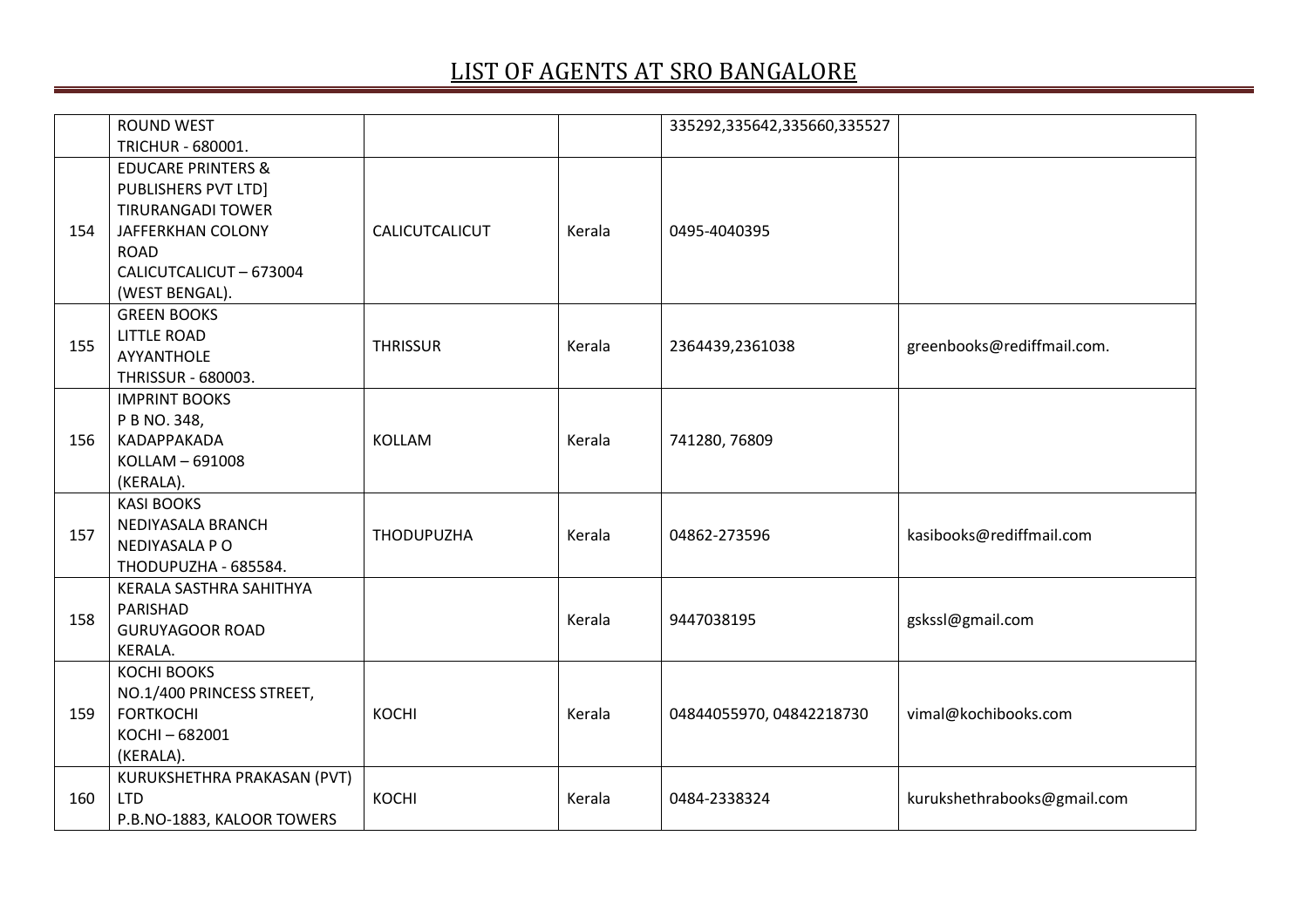# LIST OF AGENTS AT SRO BANGALORE

| | | | | | |
|---|---|---|---|---|---|
| | ROUND WEST<br>TRICHUR - 680001. | | | 335292,335642,335660,335527 | |
| 154 | EDUCARE PRINTERS &<br>PUBLISHERS PVT LTD]<br>TIRURANGADI TOWER<br>JAFFERKHAN COLONY<br>ROAD<br>CALICUTCALICUT – 673004<br>(WEST BENGAL). | CALICUTCALICUT | Kerala | 0495-4040395 | |
| 155 | GREEN BOOKS<br>LITTLE ROAD<br>AYYANTHOLE<br>THRISSUR - 680003. | THRISSUR | Kerala | 2364439,2361038 | greenbooks@rediffmail.com. |
| 156 | IMPRINT BOOKS<br>P B NO. 348,<br>KADAPPAKADA<br>KOLLAM – 691008<br>(KERALA). | KOLLAM | Kerala | 741280, 76809 | |
| 157 | KASI BOOKS<br>NEDIYASALA BRANCH<br>NEDIYASALA P O<br>THODUPUZHA - 685584. | THODUPUZHA | Kerala | 04862-273596 | kasibooks@rediffmail.com |
| 158 | KERALA SASTHRA SAHITHYA<br>PARISHAD<br>GURUYAGOOR ROAD<br>KERALA. | | Kerala | 9447038195 | gskssl@gmail.com |
| 159 | KOCHI BOOKS<br>NO.1/400 PRINCESS STREET,<br>FORTKOCHI<br>KOCHI – 682001<br>(KERALA). | KOCHI | Kerala | 04844055970, 04842218730 | vimal@kochibooks.com |
| 160 | KURUKSHETHRA PRAKASAN (PVT)<br>LTD<br>P.B.NO-1883, KALOOR TOWERS | KOCHI | Kerala | 0484-2338324 | kurukshethrabooks@gmail.com |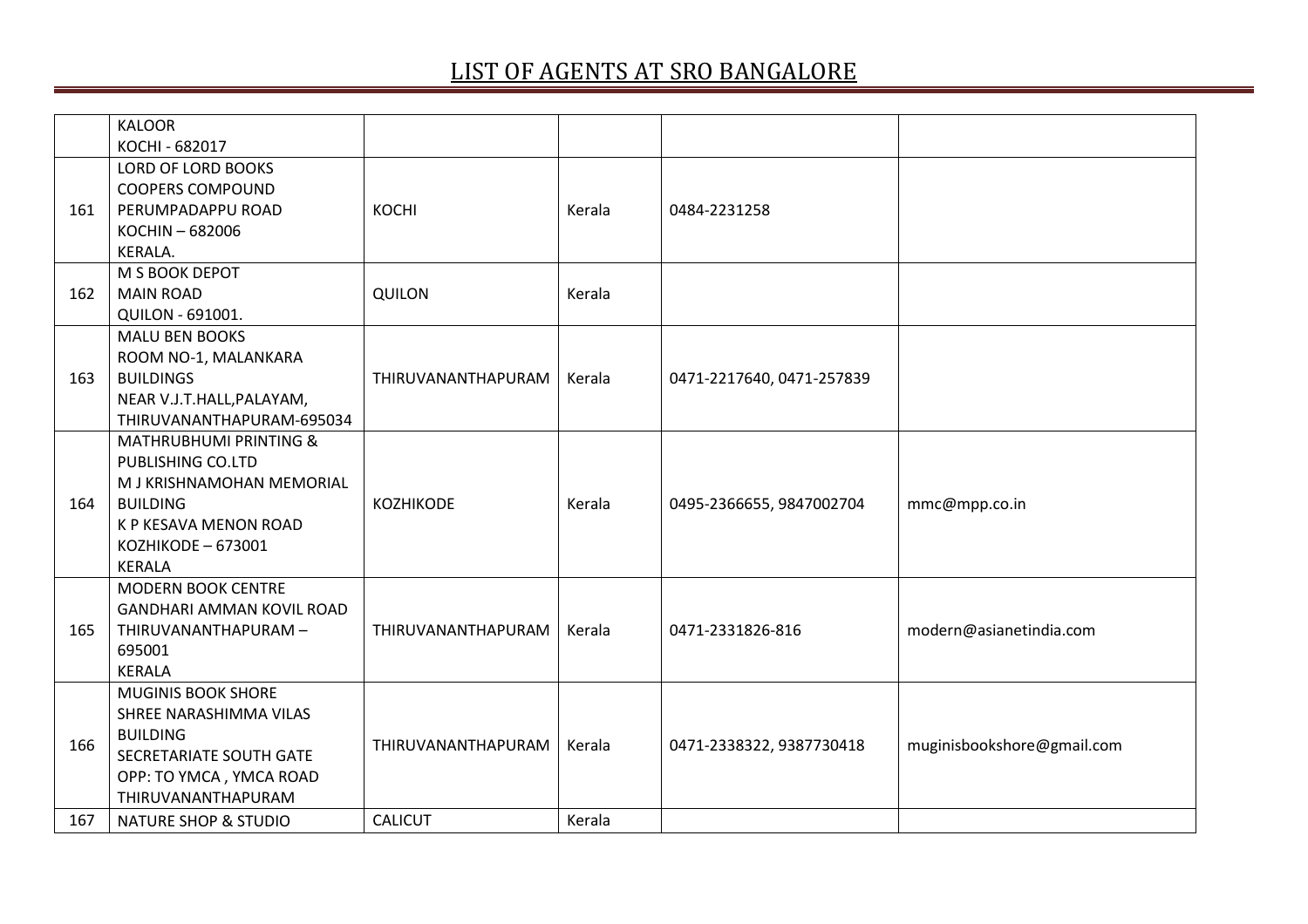# LIST OF AGENTS AT SRO BANGALORE

| | | | | | |
|---|---|---|---|---|---|
| | KALOOR<br>KOCHI - 682017 | | | | |
| 161 | LORD OF LORD BOOKS<br>COOPERS COMPOUND<br>PERUMPADAPPU ROAD<br>KOCHIN – 682006<br>KERALA. | KOCHI | Kerala | 0484-2231258 | |
| 162 | M S BOOK DEPOT<br>MAIN ROAD<br>QUILON - 691001. | QUILON | Kerala | | |
| 163 | MALU BEN BOOKS<br>ROOM NO-1, MALANKARA BUILDINGS<br>NEAR V.J.T.HALL,PALAYAM,<br>THIRUVANANTHAPURAM-695034 | THIRUVANANTHAPURAM | Kerala | 0471-2217640, 0471-257839 | |
| 164 | MATHRUBHUMI PRINTING & PUBLISHING CO.LTD<br>M J KRISHNAMOHAN MEMORIAL BUILDING<br>K P KESAVA MENON ROAD<br>KOZHIKODE – 673001<br>KERALA | KOZHIKODE | Kerala | 0495-2366655, 9847002704 | mmc@mpp.co.in |
| 165 | MODERN BOOK CENTRE<br>GANDHARI AMMAN KOVIL ROAD<br>THIRUVANANTHAPURAM – 695001<br>KERALA | THIRUVANANTHAPURAM | Kerala | 0471-2331826-816 | modern@asianetindia.com |
| 166 | MUGINIS BOOK SHORE<br>SHREE NARASHIMMA VILAS BUILDING<br>SECRETARIATE SOUTH GATE<br>OPP: TO YMCA , YMCA ROAD<br>THIRUVANANTHAPURAM | THIRUVANANTHAPURAM | Kerala | 0471-2338322, 9387730418 | muginisbookshore@gmail.com |
| 167 | NATURE SHOP & STUDIO | CALICUT | Kerala | | |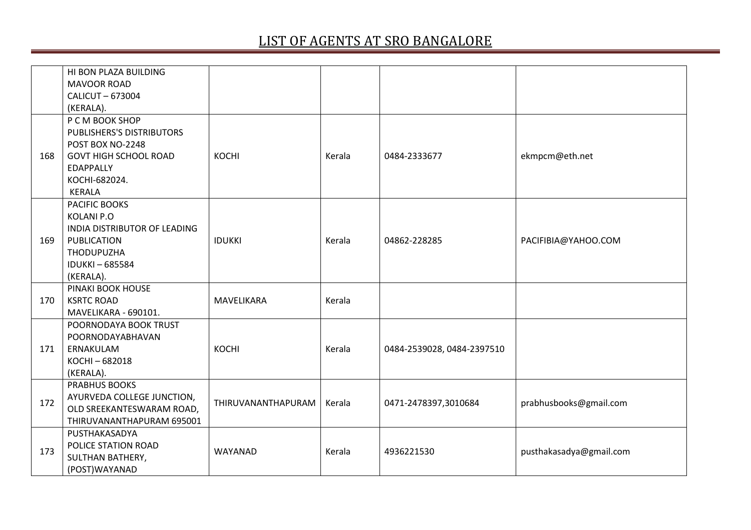# LIST OF AGENTS AT SRO BANGALORE

| | | | | | |
|---|---|---|---|---|---|
| | HI BON PLAZA BUILDING<br>MAVOOR ROAD<br>CALICUT – 673004<br>(KERALA). | | | | |
| 168 | P C M BOOK SHOP<br>PUBLISHERS'S DISTRIBUTORS<br>POST BOX NO-2248<br>GOVT HIGH SCHOOL ROAD<br>EDAPPALLY<br>KOCHI-682024.<br>KERALA | KOCHI | Kerala | 0484-2333677 | ekmpcm@eth.net |
| 169 | PACIFIC BOOKS<br>KOLANI P.O<br>INDIA DISTRIBUTOR OF LEADING PUBLICATION<br>THODUPUZHA<br>IDUKKI – 685584<br>(KERALA). | IDUKKI | Kerala | 04862-228285 | PACIFIBIA@YAHOO.COM |
| 170 | PINAKI BOOK HOUSE<br>KSRTC ROAD<br>MAVELIKARA - 690101. | MAVELIKARA | Kerala | | |
| 171 | POORNODAYA BOOK TRUST<br>POORNODAYABHAVAN<br>ERNAKULAM<br>KOCHI – 682018<br>(KERALA). | KOCHI | Kerala | 0484-2539028, 0484-2397510 | |
| 172 | PRABHUS BOOKS<br>AYURVEDA COLLEGE JUNCTION,<br>OLD SREEKANTESWARAM ROAD,<br>THIRUVANANTHAPURAM 695001 | THIRUVANANTHAPURAM | Kerala | 0471-2478397,3010684 | prabhusbooks@gmail.com |
| 173 | PUSTHAKASADYA<br>POLICE STATION ROAD<br>SULTHAN BATHERY,<br>(POST)WAYANAD | WAYANAD | Kerala | 4936221530 | pusthakasadya@gmail.com |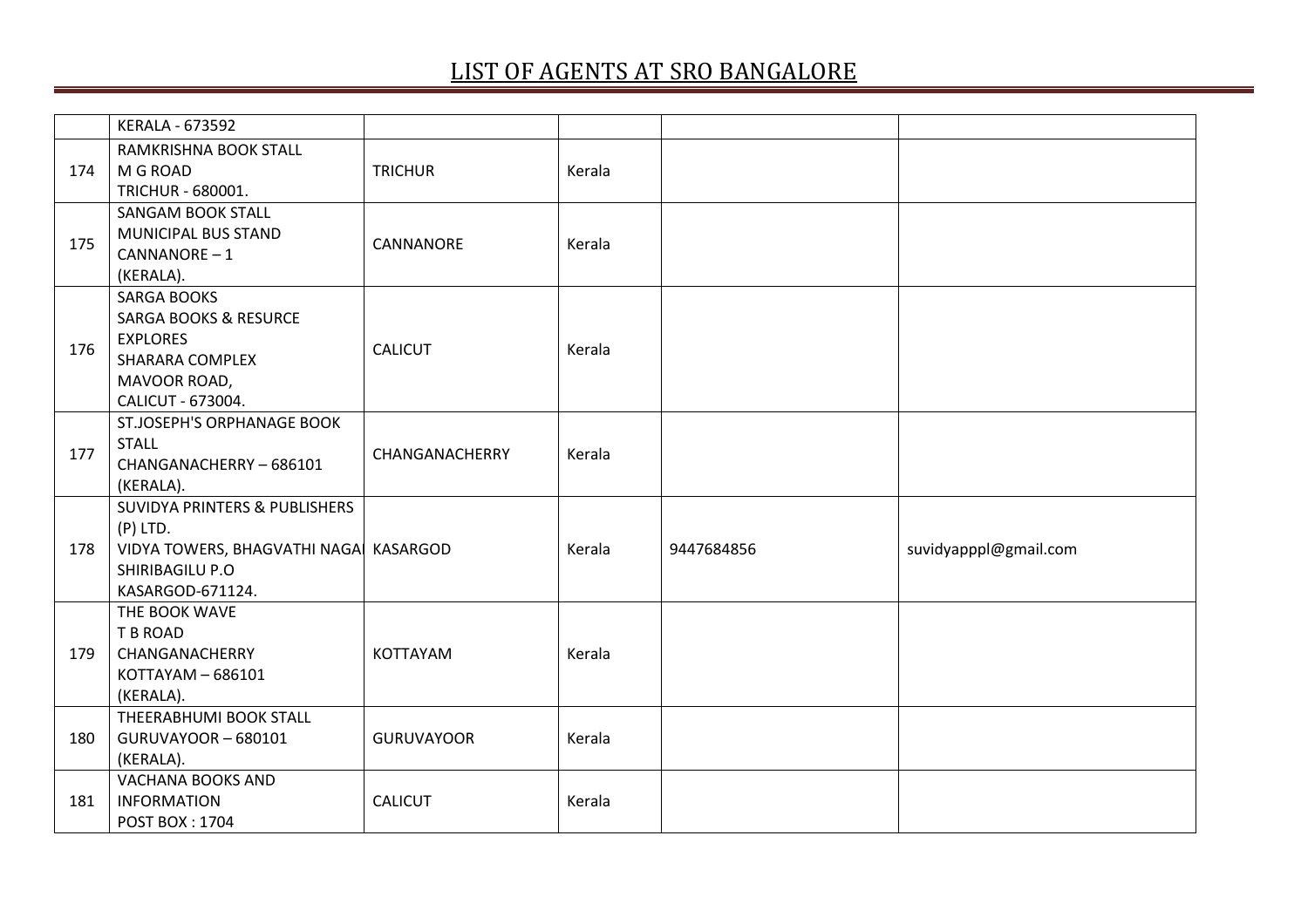# LIST OF AGENTS AT SRO BANGALORE

| | | | | | |
|---|---|---|---|---|---|
| | KERALA - 673592 | | | | |
| 174 | RAMKRISHNA BOOK STALL<br>M G ROAD<br>TRICHUR - 680001. | TRICHUR | Kerala | | |
| 175 | SANGAM BOOK STALL<br>MUNICIPAL BUS STAND<br>CANNANORE – 1<br>(KERALA). | CANNANORE | Kerala | | |
| 176 | SARGA BOOKS<br>SARGA BOOKS & RESURCE<br>EXPLORES<br>SHARARA COMPLEX<br>MAVOOR ROAD,<br>CALICUT - 673004. | CALICUT | Kerala | | |
| 177 | ST.JOSEPH'S ORPHANAGE BOOK<br>STALL<br>CHANGANACHERRY – 686101<br>(KERALA). | CHANGANACHERRY | Kerala | | |
| 178 | SUVIDYA PRINTERS & PUBLISHERS<br>(P) LTD.<br>VIDYA TOWERS, BHAGVATHI NAGAI<br>SHIRIBAGILU P.O<br>KASARGOD-671124. | KASARGOD | Kerala | 9447684856 | suvidyapppl@gmail.com |
| 179 | THE BOOK WAVE<br>T B ROAD<br>CHANGANACHERRY<br>KOTTAYAM – 686101<br>(KERALA). | KOTTAYAM | Kerala | | |
| 180 | THEERABHUMI BOOK STALL<br>GURUVAYOOR – 680101<br>(KERALA). | GURUVAYOOR | Kerala | | |
| 181 | VACHANA BOOKS AND<br>INFORMATION<br>POST BOX : 1704 | CALICUT | Kerala | | |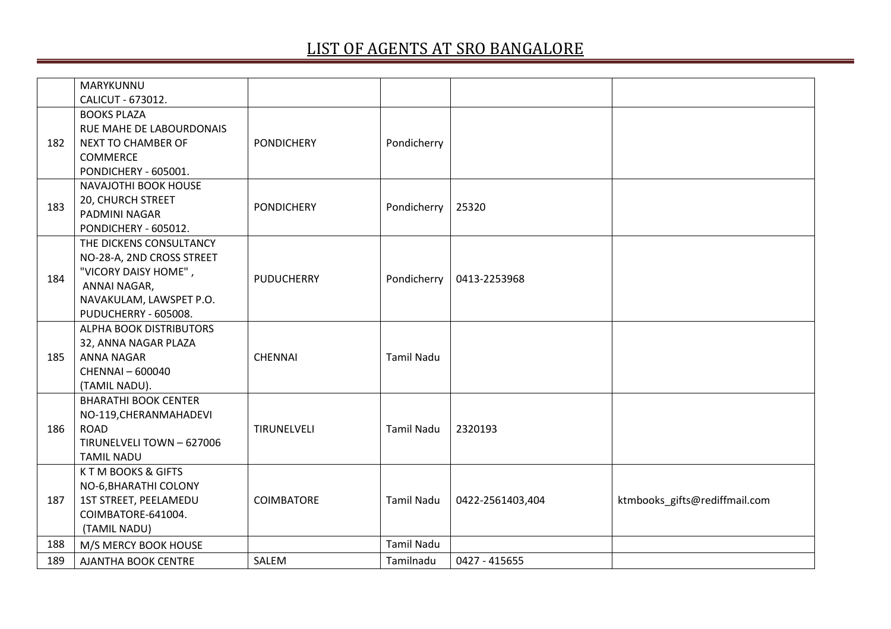# LIST OF AGENTS AT SRO BANGALORE

| | | | | | |
|---|---|---|---|---|---|
| | MARYKUNNU<br>CALICUT - 673012. | | | | |
| 182 | BOOKS PLAZA<br>RUE MAHE DE LABOURDONAIS<br>NEXT TO CHAMBER OF COMMERCE<br>PONDICHERY - 605001. | PONDICHERY | Pondicherry | | |
| 183 | NAVAJOTHI BOOK HOUSE<br>20, CHURCH STREET<br>PADMINI NAGAR<br>PONDICHERY - 605012. | PONDICHERY | Pondicherry | 25320 | |
| 184 | THE DICKENS CONSULTANCY<br>NO-28-A, 2ND CROSS STREET<br>"VICORY DAISY HOME" ,<br>ANNAI NAGAR,<br>NAVAKULAM, LAWSPET P.O.<br>PUDUCHERRY - 605008. | PUDUCHERRY | Pondicherry | 0413-2253968 | |
| 185 | ALPHA BOOK DISTRIBUTORS<br>32, ANNA NAGAR PLAZA<br>ANNA NAGAR<br>CHENNAI – 600040<br>(TAMIL NADU). | CHENNAI | Tamil Nadu | | |
| 186 | BHARATHI BOOK CENTER<br>NO-119,CHERANMAHADEVI ROAD<br>TIRUNELVELI TOWN – 627006<br>TAMIL NADU | TIRUNELVELI | Tamil Nadu | 2320193 | |
| 187 | K T M BOOKS & GIFTS<br>NO-6,BHARATHI COLONY<br>1ST STREET, PEELAMEDU<br>COIMBATORE-641004.<br>(TAMIL NADU) | COIMBATORE | Tamil Nadu | 0422-2561403,404 | ktmbooks_gifts@rediffmail.com |
| 188 | M/S MERCY BOOK HOUSE | | Tamil Nadu | | |
| 189 | AJANTHA BOOK CENTRE | SALEM | Tamilnadu | 0427 - 415655 | |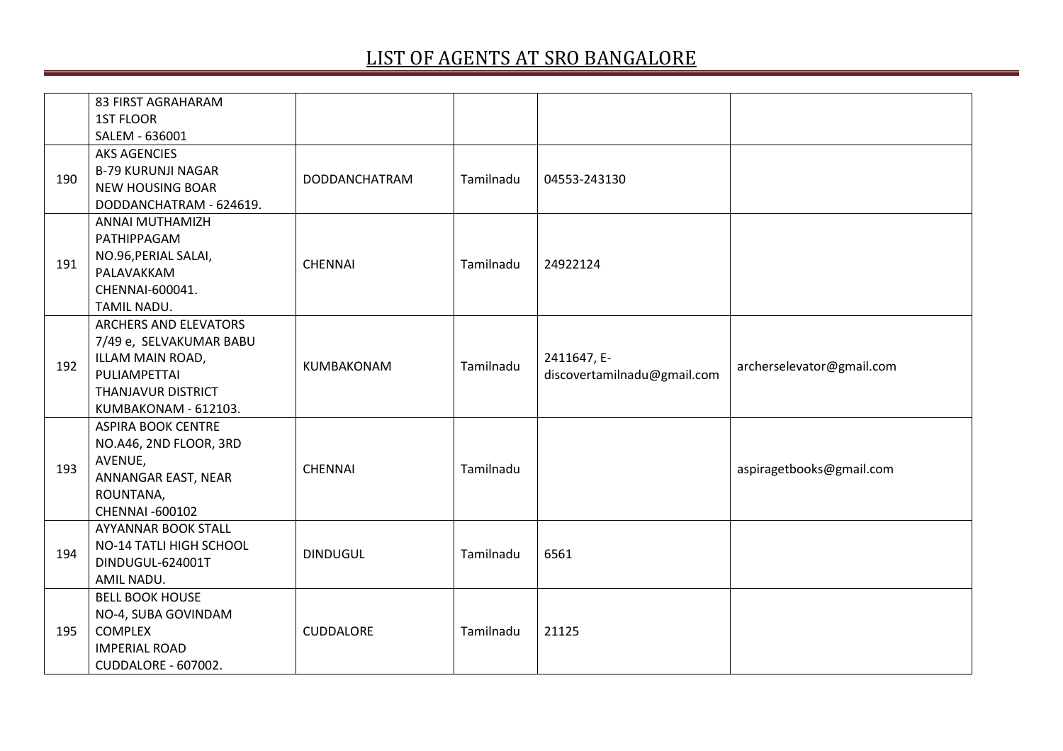# LIST OF AGENTS AT SRO BANGALORE

| | | | | | |
|---|---|---|---|---|---|
| | 83 FIRST AGRAHARAM<br>1ST FLOOR<br>SALEM - 636001 | | | | |
| 190 | AKS AGENCIES<br>B-79 KURUNJI NAGAR<br>NEW HOUSING BOAR<br>DODDANCHATRAM - 624619. | DODDANCHATRAM | Tamilnadu | 04553-243130 | |
| 191 | ANNAI MUTHAMIZH<br>PATHIPPAGAM<br>NO.96,PERIAL SALAI,<br>PALAVAKKAM<br>CHENNAI-600041.<br>TAMIL NADU. | CHENNAI | Tamilnadu | 24922124 | |
| 192 | ARCHERS AND ELEVATORS<br>7/49 e, SELVAKUMAR BABU<br>ILLAM MAIN ROAD,<br>PULIAMPETTAI<br>THANJAVUR DISTRICT<br>KUMBAKONAM - 612103. | KUMBAKONAM | Tamilnadu | 2411647, E-<br>discovertamilnadu@gmail.com | archerselevator@gmail.com |
| 193 | ASPIRA BOOK CENTRE<br>NO.A46, 2ND FLOOR, 3RD<br>AVENUE,<br>ANNANGAR EAST, NEAR<br>ROUNTANA,<br>CHENNAI -600102 | CHENNAI | Tamilnadu | | aspiragetbooks@gmail.com |
| 194 | AYYANNAR BOOK STALL<br>NO-14 TATLI HIGH SCHOOL<br>DINDUGUL-624001T<br>AMIL NADU. | DINDUGUL | Tamilnadu | 6561 | |
| 195 | BELL BOOK HOUSE<br>NO-4, SUBA GOVINDAM<br>COMPLEX<br>IMPERIAL ROAD<br>CUDDALORE - 607002. | CUDDALORE | Tamilnadu | 21125 | |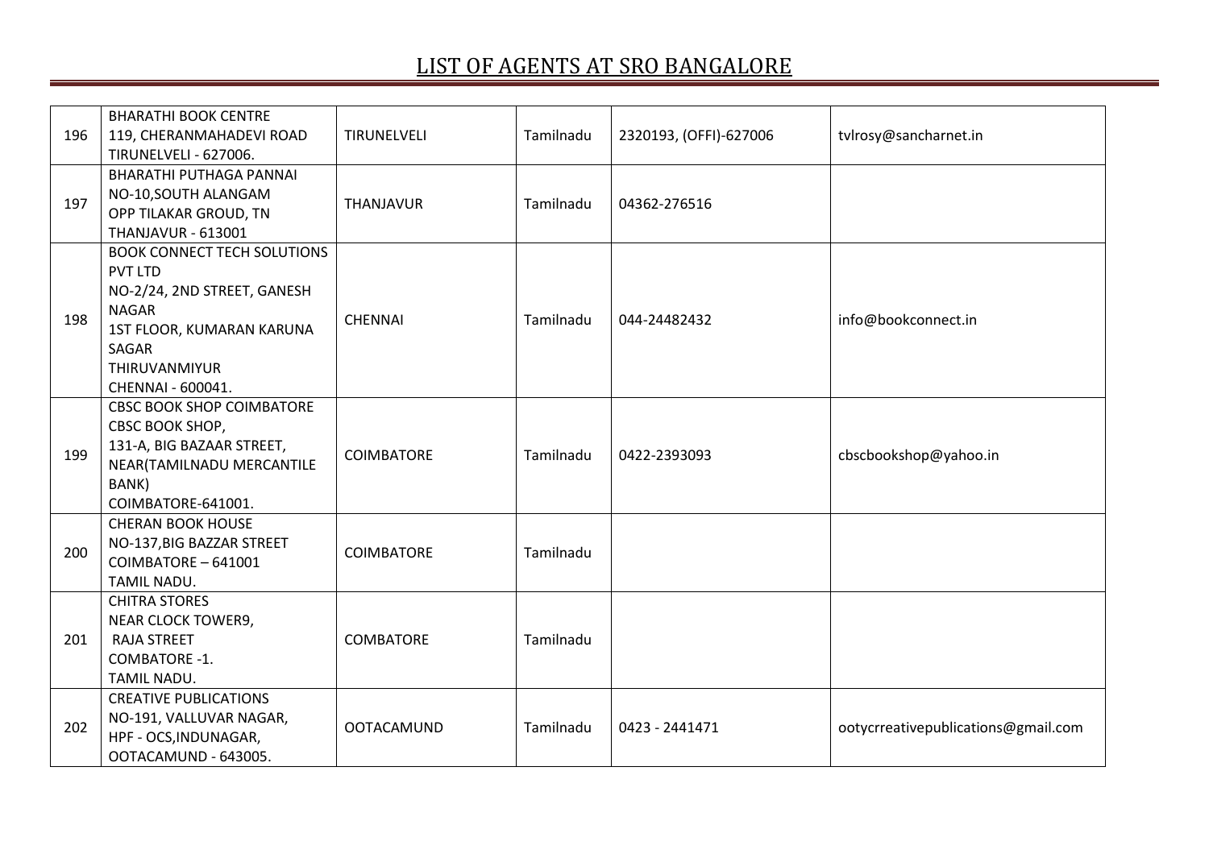# LIST OF AGENTS AT SRO BANGALORE

| | | | | | |
|---|---|---|---|---|---|
| 196 | BHARATHI BOOK CENTRE<br>119, CHERANMAHADEVI ROAD<br>TIRUNELVELI - 627006. | TIRUNELVELI | Tamilnadu | 2320193, (OFFI)-627006 | tvlrosy@sancharnet.in |
| 197 | BHARATHI PUTHAGA PANNAI<br>NO-10,SOUTH ALANGAM<br>OPP TILAKAR GROUD, TN<br>THANJAVUR - 613001 | THANJAVUR | Tamilnadu | 04362-276516 | |
| 198 | BOOK CONNECT TECH SOLUTIONS PVT LTD<br>NO-2/24, 2ND STREET, GANESH NAGAR<br>1ST FLOOR, KUMARAN KARUNA SAGAR<br>THIRUVANMIYUR<br>CHENNAI - 600041. | CHENNAI | Tamilnadu | 044-24482432 | info@bookconnect.in |
| 199 | CBSC BOOK SHOP COIMBATORE<br>CBSC BOOK SHOP,<br>131-A, BIG BAZAAR STREET,<br>NEAR(TAMILNADU MERCANTILE BANK)<br>COIMBATORE-641001. | COIMBATORE | Tamilnadu | 0422-2393093 | cbscbookshop@yahoo.in |
| 200 | CHERAN BOOK HOUSE<br>NO-137,BIG BAZZAR STREET<br>COIMBATORE – 641001<br>TAMIL NADU. | COIMBATORE | Tamilnadu | | |
| 201 | CHITRA STORES<br>NEAR CLOCK TOWER9,<br>RAJA STREET<br>COMBATORE -1.<br>TAMIL NADU. | COMBATORE | Tamilnadu | | |
| 202 | CREATIVE PUBLICATIONS<br>NO-191, VALLUVAR NAGAR,<br>HPF - OCS,INDUNAGAR,<br>OOTACAMUND - 643005. | OOTACAMUND | Tamilnadu | 0423 - 2441471 | ootycrreativepublications@gmail.com |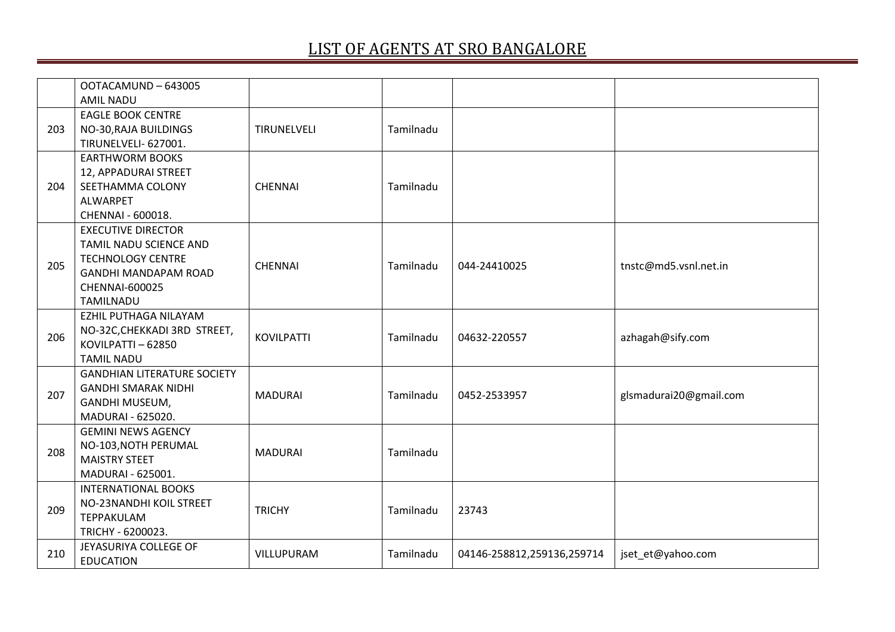# LIST OF AGENTS AT SRO BANGALORE

| | | | | | |
|---|---|---|---|---|---|
| | OOTACAMUND – 643005<br>AMIL NADU | | | | |
| 203 | EAGLE BOOK CENTRE<br>NO-30,RAJA BUILDINGS<br>TIRUNELVELI- 627001. | TIRUNELVELI | Tamilnadu | | |
| 204 | EARTHWORM BOOKS<br>12, APPADURAI STREET<br>SEETHAMMA COLONY<br>ALWARPET<br>CHENNAI - 600018. | CHENNAI | Tamilnadu | | |
| 205 | EXECUTIVE DIRECTOR<br>TAMIL NADU SCIENCE AND<br>TECHNOLOGY CENTRE<br>GANDHI MANDAPAM ROAD<br>CHENNAI-600025<br>TAMILNADU | CHENNAI | Tamilnadu | 044-24410025 | tnstc@md5.vsnl.net.in |
| 206 | EZHIL PUTHAGA NILAYAM<br>NO-32C,CHEKKADI 3RD STREET,<br>KOVILPATTI – 62850<br>TAMIL NADU | KOVILPATTI | Tamilnadu | 04632-220557 | azhagah@sify.com |
| 207 | GANDHIAN LITERATURE SOCIETY<br>GANDHI SMARAK NIDHI<br>GANDHI MUSEUM,<br>MADURAI - 625020. | MADURAI | Tamilnadu | 0452-2533957 | glsmadurai20@gmail.com |
| 208 | GEMINI NEWS AGENCY<br>NO-103,NOTH PERUMAL<br>MAISTRY STEET<br>MADURAI - 625001. | MADURAI | Tamilnadu | | |
| 209 | INTERNATIONAL BOOKS<br>NO-23NANDHI KOIL STREET<br>TEPPAKULAM<br>TRICHY - 6200023. | TRICHY | Tamilnadu | 23743 | |
| 210 | JEYASURIYA COLLEGE OF<br>EDUCATION | VILLUPURAM | Tamilnadu | 04146-258812,259136,259714 | jset_et@yahoo.com |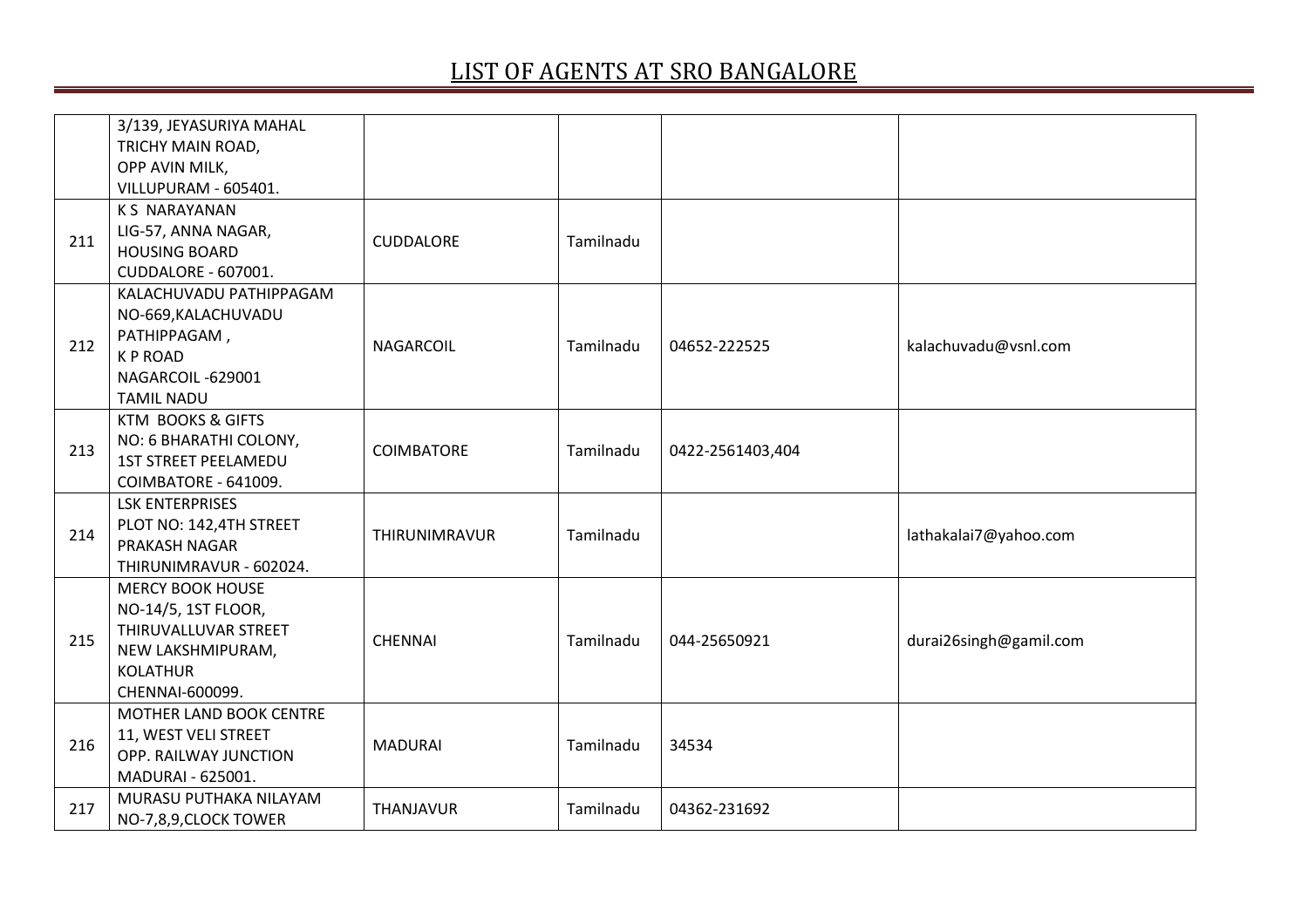# LIST OF AGENTS AT SRO BANGALORE

| | | | | | |
|---|---|---|---|---|---|
| | 3/139, JEYASURIYA MAHAL<br>TRICHY MAIN ROAD,<br>OPP AVIN MILK,<br>VILLUPURAM - 605401. | | | | |
| 211 | K S NARAYANAN<br>LIG-57, ANNA NAGAR,<br>HOUSING BOARD<br>CUDDALORE - 607001. | CUDDALORE | Tamilnadu | | |
| 212 | KALACHUVADU PATHIPPAGAM<br>NO-669,KALACHUVADU<br>PATHIPPAGAM ,<br>K P ROAD<br>NAGARCOIL -629001<br>TAMIL NADU | NAGARCOIL | Tamilnadu | 04652-222525 | kalachuvadu@vsnl.com |
| 213 | KTM BOOKS & GIFTS<br>NO: 6 BHARATHI COLONY,<br>1ST STREET PEELAMEDU<br>COIMBATORE - 641009. | COIMBATORE | Tamilnadu | 0422-2561403,404 | |
| 214 | LSK ENTERPRISES<br>PLOT NO: 142,4TH STREET<br>PRAKASH NAGAR<br>THIRUNIMRAVUR - 602024. | THIRUNIMRAVUR | Tamilnadu | | lathakalai7@yahoo.com |
| 215 | MERCY BOOK HOUSE<br>NO-14/5, 1ST FLOOR,<br>THIRUVALLUVAR STREET<br>NEW LAKSHMIPURAM,<br>KOLATHUR<br>CHENNAI-600099. | CHENNAI | Tamilnadu | 044-25650921 | durai26singh@gamil.com |
| 216 | MOTHER LAND BOOK CENTRE<br>11, WEST VELI STREET<br>OPP. RAILWAY JUNCTION<br>MADURAI - 625001. | MADURAI | Tamilnadu | 34534 | |
| 217 | MURASU PUTHAKA NILAYAM<br>NO-7,8,9,CLOCK TOWER | THANJAVUR | Tamilnadu | 04362-231692 | |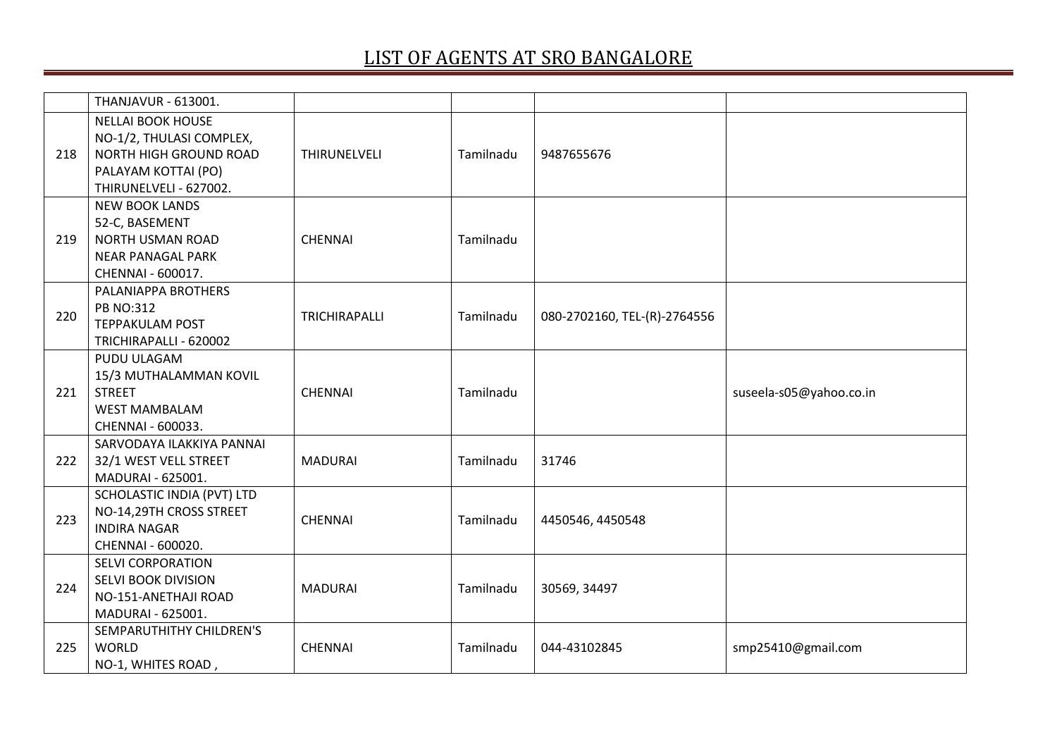# LIST OF AGENTS AT SRO BANGALORE

| | | | | | |
|---|---|---|---|---|---|
| | THANJAVUR - 613001. | | | | |
| 218 | NELLAI BOOK HOUSE<br>NO-1/2, THULASI COMPLEX,<br>NORTH HIGH GROUND ROAD<br>PALAYAM KOTTAI (PO)<br>THIRUNELVELI - 627002. | THIRUNELVELI | Tamilnadu | 9487655676 | |
| 219 | NEW BOOK LANDS<br>52-C, BASEMENT<br>NORTH USMAN ROAD<br>NEAR PANAGAL PARK<br>CHENNAI - 600017. | CHENNAI | Tamilnadu | | |
| 220 | PALANIAPPA BROTHERS<br>PB NO:312<br>TEPPAKULAM POST<br>TRICHIRAPALLI - 620002 | TRICHIRAPALLI | Tamilnadu | 080-2702160, TEL-(R)-2764556 | |
| 221 | PUDU ULAGAM<br>15/3 MUTHALAMMAN KOVIL STREET<br>WEST MAMBALAM<br>CHENNAI - 600033. | CHENNAI | Tamilnadu | | suseela-s05@yahoo.co.in |
| 222 | SARVODAYA ILAKKIYA PANNAI<br>32/1 WEST VELL STREET<br>MADURAI - 625001. | MADURAI | Tamilnadu | 31746 | |
| 223 | SCHOLASTIC INDIA (PVT) LTD<br>NO-14,29TH CROSS STREET<br>INDIRA NAGAR<br>CHENNAI - 600020. | CHENNAI | Tamilnadu | 4450546, 4450548 | |
| 224 | SELVI CORPORATION<br>SELVI BOOK DIVISION<br>NO-151-ANETHAJI ROAD<br>MADURAI - 625001. | MADURAI | Tamilnadu | 30569, 34497 | |
| 225 | SEMPARUTHITHY CHILDREN'S WORLD<br>NO-1, WHITES ROAD , | CHENNAI | Tamilnadu | 044-43102845 | smp25410@gmail.com |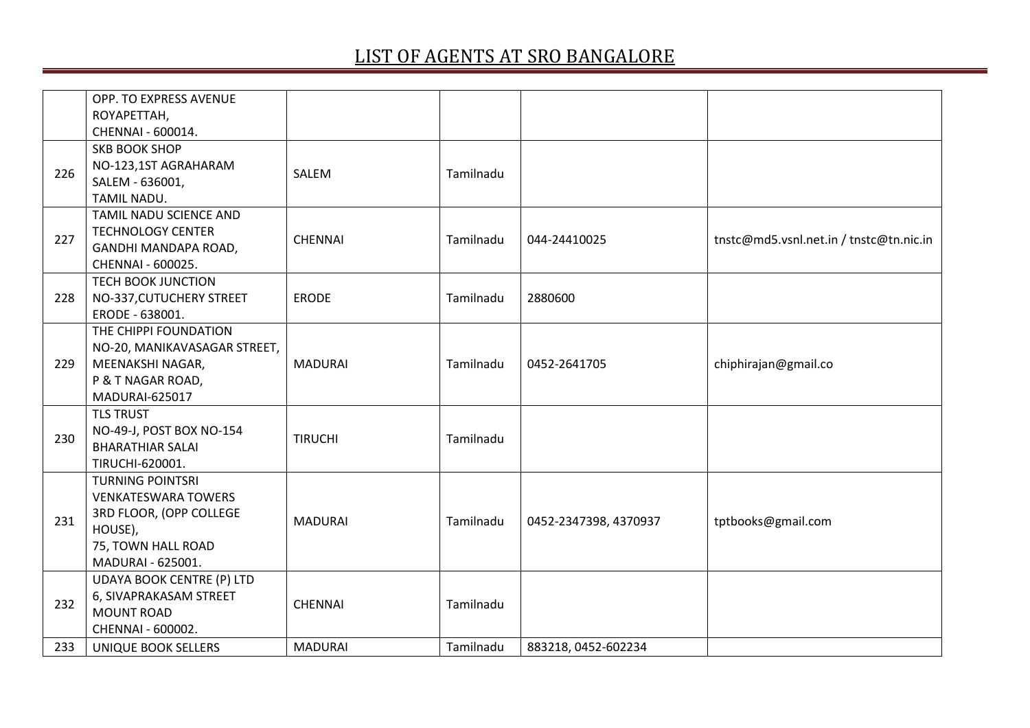# LIST OF AGENTS AT SRO BANGALORE

| | | | | | |
|---|---|---|---|---|---|
| | OPP. TO EXPRESS AVENUE ROYAPETTAH, CHENNAI - 600014. | | | | |
| 226 | SKB BOOK SHOP NO-123,1ST AGRAHARAM SALEM - 636001, TAMIL NADU. | SALEM | Tamilnadu | | |
| 227 | TAMIL NADU SCIENCE AND TECHNOLOGY CENTER GANDHI MANDAPA ROAD, CHENNAI - 600025. | CHENNAI | Tamilnadu | 044-24410025 | tnstc@md5.vsnl.net.in / tnstc@tn.nic.in |
| 228 | TECH BOOK JUNCTION NO-337,CUTUCHERY STREET ERODE - 638001. | ERODE | Tamilnadu | 2880600 | |
| 229 | THE CHIPPI FOUNDATION NO-20, MANIKAVASAGAR STREET, MEENAKSHI NAGAR, P & T NAGAR ROAD, MADURAI-625017 | MADURAI | Tamilnadu | 0452-2641705 | chiphirajan@gmail.co |
| 230 | TLS TRUST NO-49-J, POST BOX NO-154 BHARATHIAR SALAI TIRUCHI-620001. | TIRUCHI | Tamilnadu | | |
| 231 | TURNING POINTSRI VENKATESWARA TOWERS 3RD FLOOR, (OPP COLLEGE HOUSE), 75, TOWN HALL ROAD MADURAI - 625001. | MADURAI | Tamilnadu | 0452-2347398, 4370937 | tptbooks@gmail.com |
| 232 | UDAYA BOOK CENTRE (P) LTD 6, SIVAPRAKASAM STREET MOUNT ROAD CHENNAI - 600002. | CHENNAI | Tamilnadu | | |
| 233 | UNIQUE BOOK SELLERS | MADURAI | Tamilnadu | 883218, 0452-602234 | |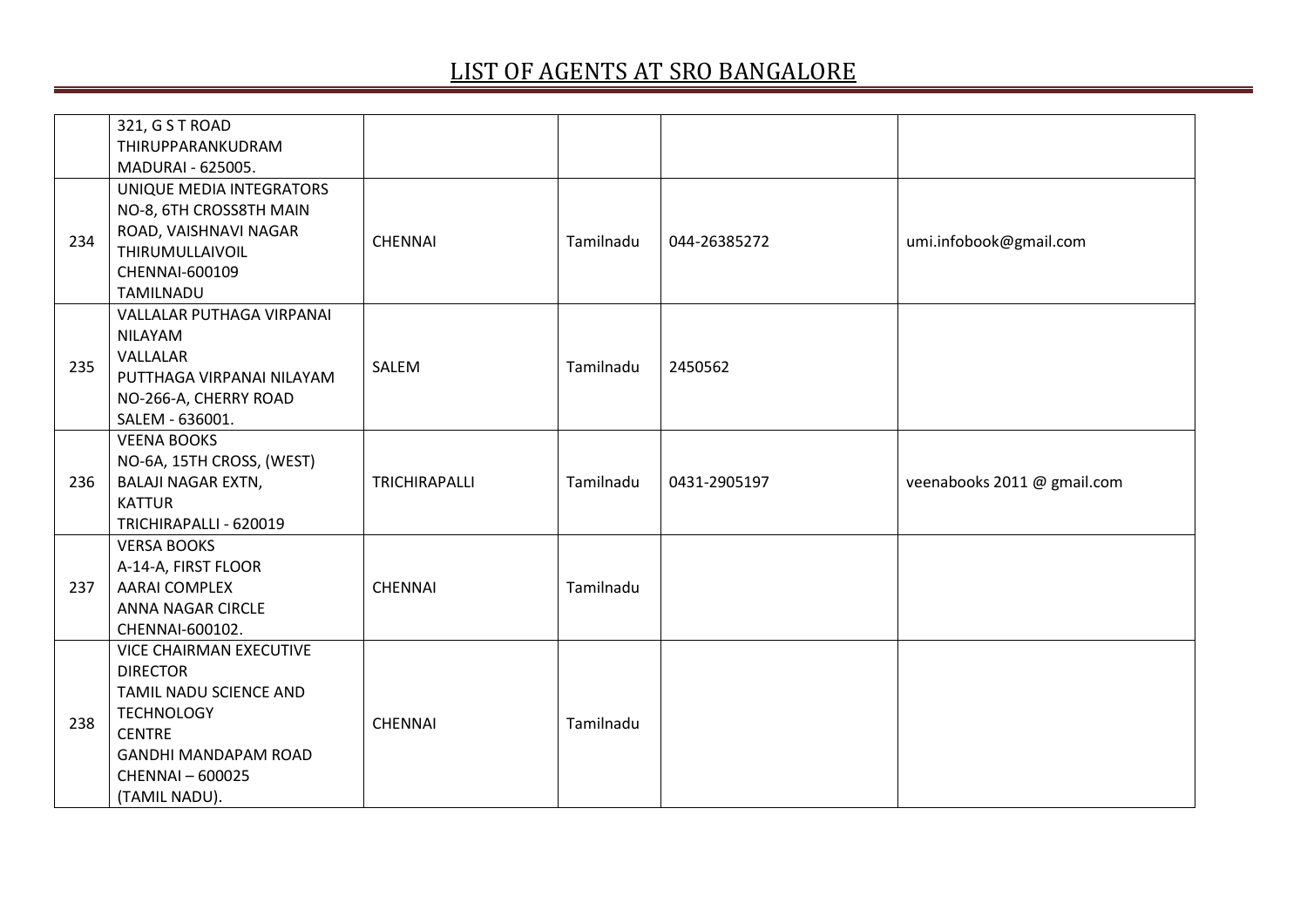# LIST OF AGENTS AT SRO BANGALORE

| | | | | | |
|---|---|---|---|---|---|
| | 321, G S T ROAD THIRUPPARANKUDRAM MADURAI - 625005. | | | | |
| 234 | UNIQUE MEDIA INTEGRATORS NO-8, 6TH CROSS8TH MAIN ROAD, VAISHNAVI NAGAR THIRUMULLAIVOIL CHENNAI-600109 TAMILNADU | CHENNAI | Tamilnadu | 044-26385272 | umi.infobook@gmail.com |
| 235 | VALLALAR PUTHAGA VIRPANAI NILAYAM VALLALAR PUTTHAGA VIRPANAI NILAYAM NO-266-A, CHERRY ROAD SALEM - 636001. | SALEM | Tamilnadu | 2450562 | |
| 236 | VEENA BOOKS NO-6A, 15TH CROSS, (WEST) BALAJI NAGAR EXTN, KATTUR TRICHIRAPALLI - 620019 | TRICHIRAPALLI | Tamilnadu | 0431-2905197 | veenabooks 2011 @ gmail.com |
| 237 | VERSA BOOKS A-14-A, FIRST FLOOR AARAI COMPLEX ANNA NAGAR CIRCLE CHENNAI-600102. | CHENNAI | Tamilnadu | | |
| 238 | VICE CHAIRMAN EXECUTIVE DIRECTOR TAMIL NADU SCIENCE AND TECHNOLOGY CENTRE GANDHI MANDAPAM ROAD CHENNAI – 600025 (TAMIL NADU). | CHENNAI | Tamilnadu | | |